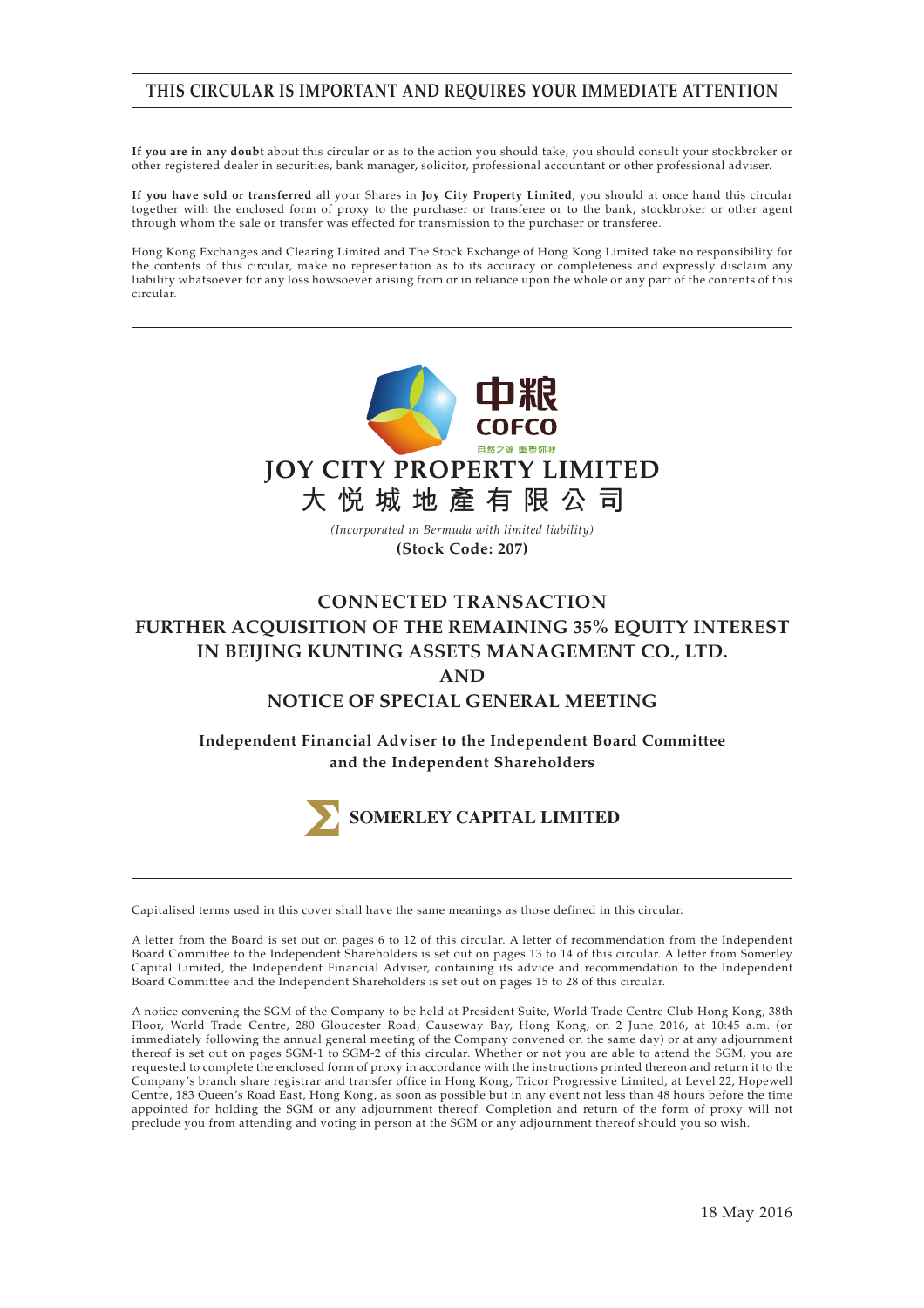**THIS CIRCULAR IS IMPORTANT AND REQUIRES YOUR IMMEDIATE ATTENTION**

**If you are in any doubt** about this circular or as to the action you should take, you should consult your stockbroker or other registered dealer in securities, bank manager, solicitor, professional accountant or other professional adviser.

**If you have sold or transferred** all your Shares in **Joy City Property Limited**, you should at once hand this circular together with the enclosed form of proxy to the purchaser or transferee or to the bank, stockbroker or other agent through whom the sale or transfer was effected for transmission to the purchaser or transferee.

Hong Kong Exchanges and Clearing Limited and The Stock Exchange of Hong Kong Limited take no responsibility for the contents of this circular, make no representation as to its accuracy or completeness and expressly disclaim any liability whatsoever for any loss howsoever arising from or in reliance upon the whole or any part of the contents of this circular.

中粮
COFCO
自然之源 重塑你我

# JOY CITY PROPERTY LIMITED
# 大悅城地產有限公司

*(Incorporated in Bermuda with limited liability)*

**(Stock Code: 207)**

## CONNECTED TRANSACTION
## FURTHER ACQUISITION OF THE REMAINING 35% EQUITY INTEREST IN BEIJING KUNTING ASSETS MANAGEMENT CO., LTD.
## AND
## NOTICE OF SPECIAL GENERAL MEETING

**Independent Financial Adviser to the Independent Board Committee and the Independent Shareholders**

**SOMERLEY CAPITAL LIMITED**

Capitalised terms used in this cover shall have the same meanings as those defined in this circular.

A letter from the Board is set out on pages 6 to 12 of this circular. A letter of recommendation from the Independent Board Committee to the Independent Shareholders is set out on pages 13 to 14 of this circular. A letter from Somerley Capital Limited, the Independent Financial Adviser, containing its advice and recommendation to the Independent Board Committee and the Independent Shareholders is set out on pages 15 to 28 of this circular.

A notice convening the SGM of the Company to be held at President Suite, World Trade Centre Club Hong Kong, 38th Floor, World Trade Centre, 280 Gloucester Road, Causeway Bay, Hong Kong, on 2 June 2016, at 10:45 a.m. (or immediately following the annual general meeting of the Company convened on the same day) or at any adjournment thereof is set out on pages SGM-1 to SGM-2 of this circular. Whether or not you are able to attend the SGM, you are requested to complete the enclosed form of proxy in accordance with the instructions printed thereon and return it to the Company's branch share registrar and transfer office in Hong Kong, Tricor Progressive Limited, at Level 22, Hopewell Centre, 183 Queen's Road East, Hong Kong, as soon as possible but in any event not less than 48 hours before the time appointed for holding the SGM or any adjournment thereof. Completion and return of the form of proxy will not preclude you from attending and voting in person at the SGM or any adjournment thereof should you so wish.

18 May 2016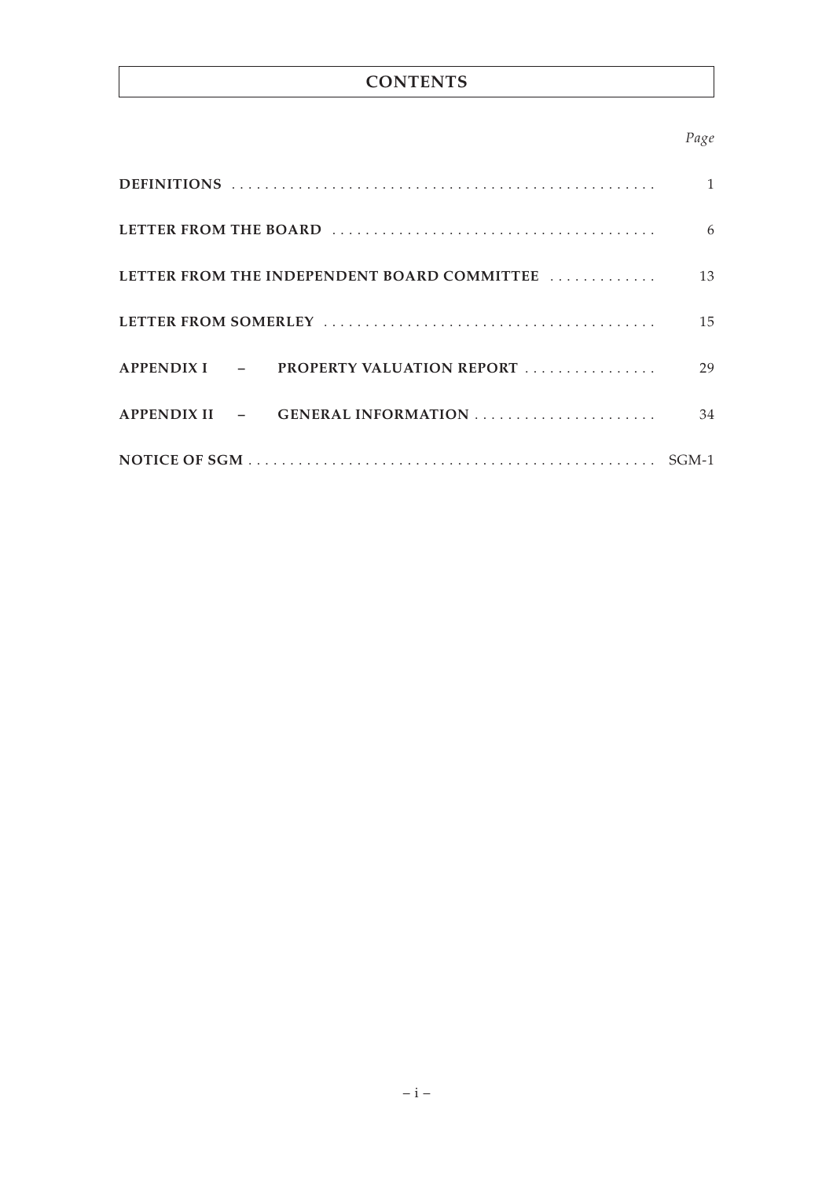# CONTENTS

| | *Page* |
|---|---|
| **DEFINITIONS** | 1 |
| **LETTER FROM THE BOARD** | 6 |
| **LETTER FROM THE INDEPENDENT BOARD COMMITTEE** | 13 |
| **LETTER FROM SOMERLEY** | 15 |
| **APPENDIX I – PROPERTY VALUATION REPORT** | 29 |
| **APPENDIX II – GENERAL INFORMATION** | 34 |
| **NOTICE OF SGM** | SGM-1 |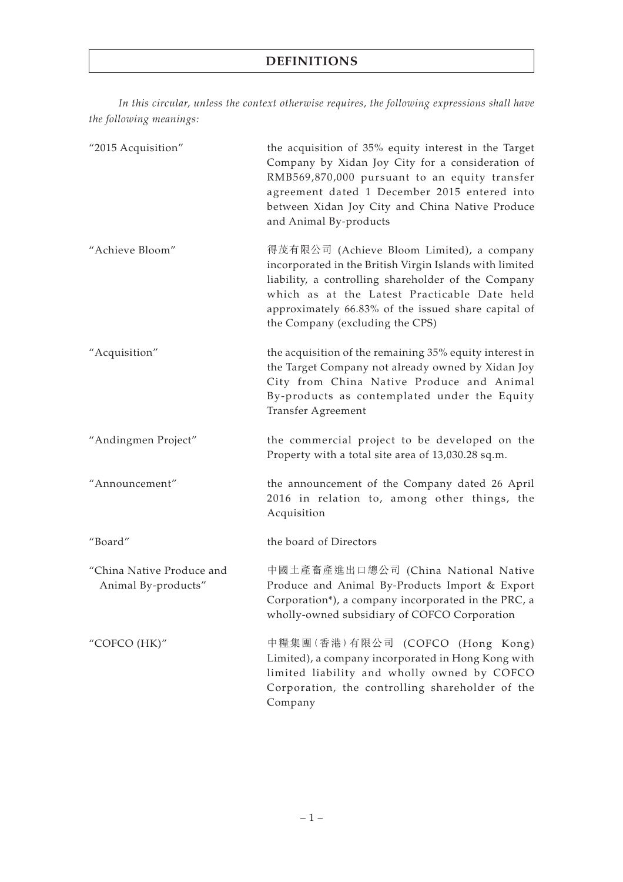# DEFINITIONS

*In this circular, unless the context otherwise requires, the following expressions shall have the following meanings:*

| | |
|---|---|
| "2015 Acquisition" | the acquisition of 35% equity interest in the Target Company by Xidan Joy City for a consideration of RMB569,870,000 pursuant to an equity transfer agreement dated 1 December 2015 entered into between Xidan Joy City and China Native Produce and Animal By-products |
| "Achieve Bloom" | 得茂有限公司 (Achieve Bloom Limited), a company incorporated in the British Virgin Islands with limited liability, a controlling shareholder of the Company which as at the Latest Practicable Date held approximately 66.83% of the issued share capital of the Company (excluding the CPS) |
| "Acquisition" | the acquisition of the remaining 35% equity interest in the Target Company not already owned by Xidan Joy City from China Native Produce and Animal By-products as contemplated under the Equity Transfer Agreement |
| "Andingmen Project" | the commercial project to be developed on the Property with a total site area of 13,030.28 sq.m. |
| "Announcement" | the announcement of the Company dated 26 April 2016 in relation to, among other things, the Acquisition |
| "Board" | the board of Directors |
| "China Native Produce and Animal By-products" | 中國土產畜產進出口總公司 (China National Native Produce and Animal By-Products Import & Export Corporation*), a company incorporated in the PRC, a wholly-owned subsidiary of COFCO Corporation |
| "COFCO (HK)" | 中糧集團(香港)有限公司 (COFCO (Hong Kong) Limited), a company incorporated in Hong Kong with limited liability and wholly owned by COFCO Corporation, the controlling shareholder of the Company |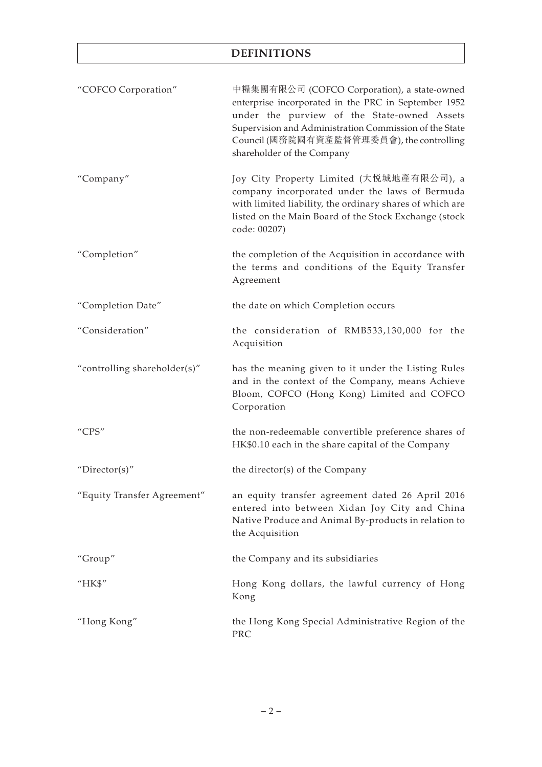# DEFINITIONS

| | |
|---|---|
| "COFCO Corporation" | 中糧集團有限公司 (COFCO Corporation), a state-owned enterprise incorporated in the PRC in September 1952 under the purview of the State-owned Assets Supervision and Administration Commission of the State Council (國務院國有資產監督管理委員會), the controlling shareholder of the Company |
| "Company" | Joy City Property Limited (大悦城地產有限公司), a company incorporated under the laws of Bermuda with limited liability, the ordinary shares of which are listed on the Main Board of the Stock Exchange (stock code: 00207) |
| "Completion" | the completion of the Acquisition in accordance with the terms and conditions of the Equity Transfer Agreement |
| "Completion Date" | the date on which Completion occurs |
| "Consideration" | the consideration of RMB533,130,000 for the Acquisition |
| "controlling shareholder(s)" | has the meaning given to it under the Listing Rules and in the context of the Company, means Achieve Bloom, COFCO (Hong Kong) Limited and COFCO Corporation |
| "CPS" | the non-redeemable convertible preference shares of HK$0.10 each in the share capital of the Company |
| "Director(s)" | the director(s) of the Company |
| "Equity Transfer Agreement" | an equity transfer agreement dated 26 April 2016 entered into between Xidan Joy City and China Native Produce and Animal By-products in relation to the Acquisition |
| "Group" | the Company and its subsidiaries |
| "HK$" | Hong Kong dollars, the lawful currency of Hong Kong |
| "Hong Kong" | the Hong Kong Special Administrative Region of the PRC |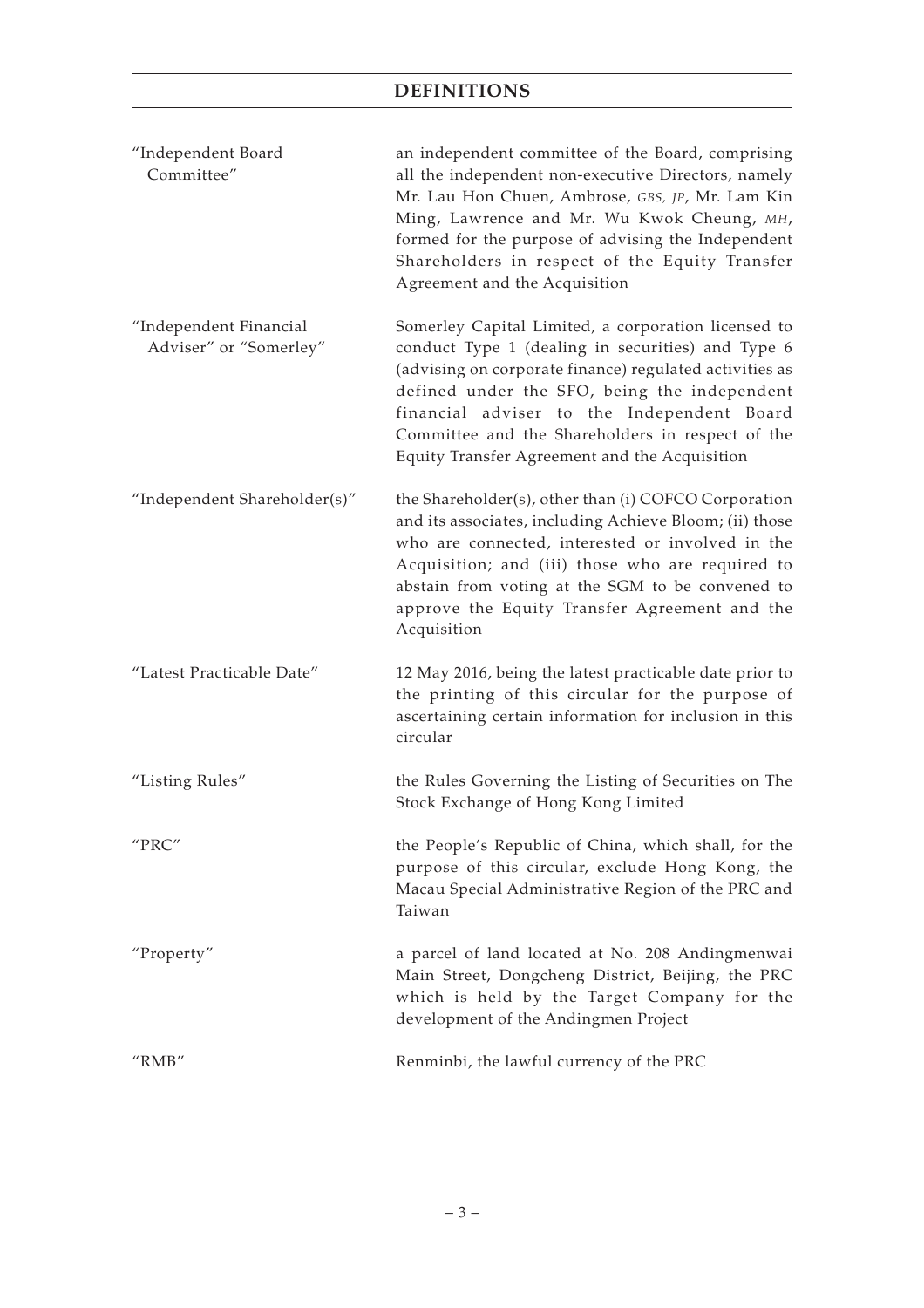# DEFINITIONS

| | |
|---|---|
| "Independent Board Committee" | an independent committee of the Board, comprising all the independent non-executive Directors, namely Mr. Lau Hon Chuen, Ambrose, *GBS, JP*, Mr. Lam Kin Ming, Lawrence and Mr. Wu Kwok Cheung, *MH*, formed for the purpose of advising the Independent Shareholders in respect of the Equity Transfer Agreement and the Acquisition |
| "Independent Financial Adviser" or "Somerley" | Somerley Capital Limited, a corporation licensed to conduct Type 1 (dealing in securities) and Type 6 (advising on corporate finance) regulated activities as defined under the SFO, being the independent financial adviser to the Independent Board Committee and the Shareholders in respect of the Equity Transfer Agreement and the Acquisition |
| "Independent Shareholder(s)" | the Shareholder(s), other than (i) COFCO Corporation and its associates, including Achieve Bloom; (ii) those who are connected, interested or involved in the Acquisition; and (iii) those who are required to abstain from voting at the SGM to be convened to approve the Equity Transfer Agreement and the Acquisition |
| "Latest Practicable Date" | 12 May 2016, being the latest practicable date prior to the printing of this circular for the purpose of ascertaining certain information for inclusion in this circular |
| "Listing Rules" | the Rules Governing the Listing of Securities on The Stock Exchange of Hong Kong Limited |
| "PRC" | the People's Republic of China, which shall, for the purpose of this circular, exclude Hong Kong, the Macau Special Administrative Region of the PRC and Taiwan |
| "Property" | a parcel of land located at No. 208 Andingmenwai Main Street, Dongcheng District, Beijing, the PRC which is held by the Target Company for the development of the Andingmen Project |
| "RMB" | Renminbi, the lawful currency of the PRC |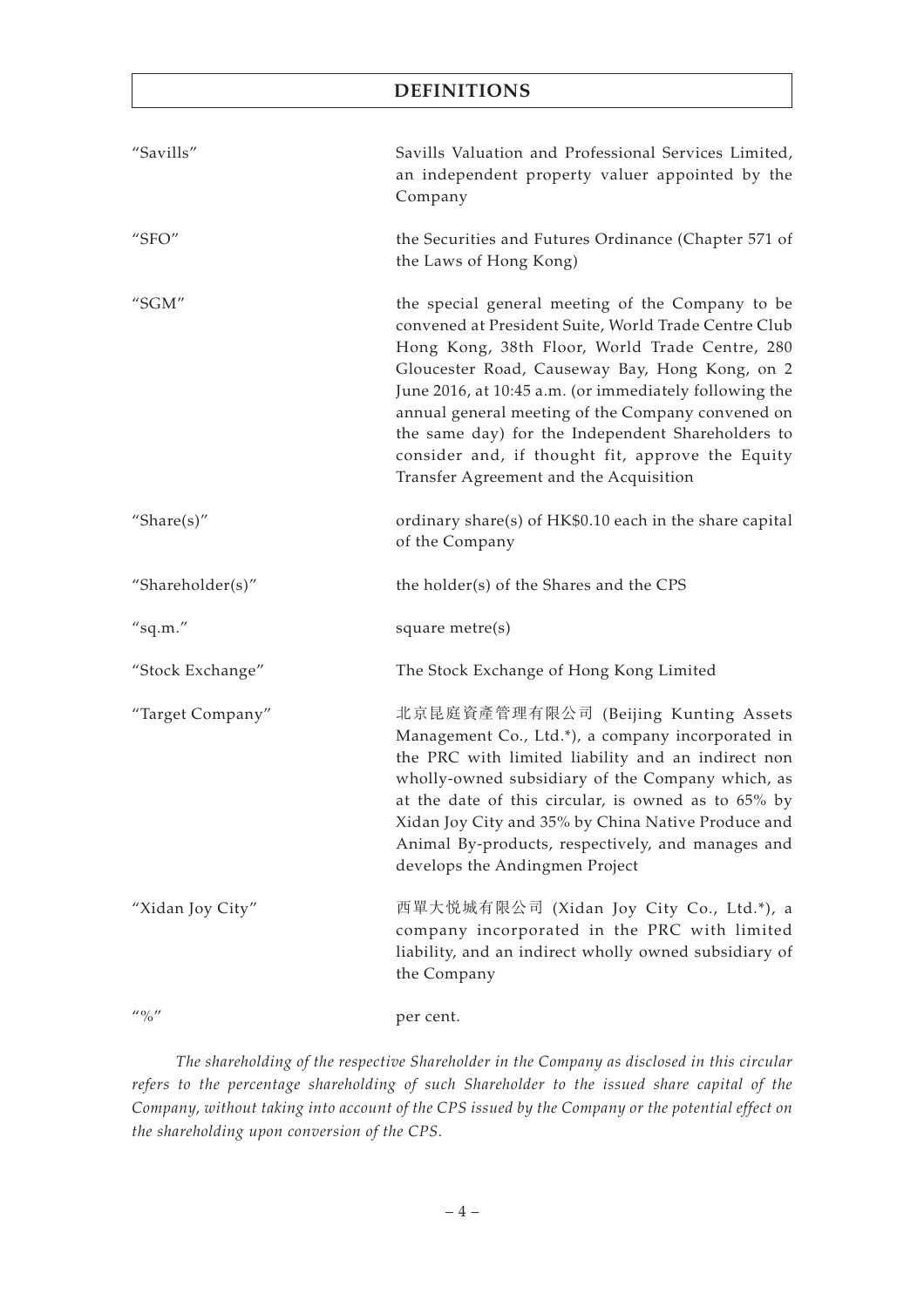# DEFINITIONS

| | |
|---|---|
| "Savills" | Savills Valuation and Professional Services Limited, an independent property valuer appointed by the Company |
| "SFO" | the Securities and Futures Ordinance (Chapter 571 of the Laws of Hong Kong) |
| "SGM" | the special general meeting of the Company to be convened at President Suite, World Trade Centre Club Hong Kong, 38th Floor, World Trade Centre, 280 Gloucester Road, Causeway Bay, Hong Kong, on 2 June 2016, at 10:45 a.m. (or immediately following the annual general meeting of the Company convened on the same day) for the Independent Shareholders to consider and, if thought fit, approve the Equity Transfer Agreement and the Acquisition |
| "Share(s)" | ordinary share(s) of HK$0.10 each in the share capital of the Company |
| "Shareholder(s)" | the holder(s) of the Shares and the CPS |
| "sq.m." | square metre(s) |
| "Stock Exchange" | The Stock Exchange of Hong Kong Limited |
| "Target Company" | 北京昆庭資產管理有限公司 (Beijing Kunting Assets Management Co., Ltd.*), a company incorporated in the PRC with limited liability and an indirect non wholly-owned subsidiary of the Company which, as at the date of this circular, is owned as to 65% by Xidan Joy City and 35% by China Native Produce and Animal By-products, respectively, and manages and develops the Andingmen Project |
| "Xidan Joy City" | 西單大悅城有限公司 (Xidan Joy City Co., Ltd.*), a company incorporated in the PRC with limited liability, and an indirect wholly owned subsidiary of the Company |
| "%" | per cent. |

*The shareholding of the respective Shareholder in the Company as disclosed in this circular refers to the percentage shareholding of such Shareholder to the issued share capital of the Company, without taking into account of the CPS issued by the Company or the potential effect on the shareholding upon conversion of the CPS.*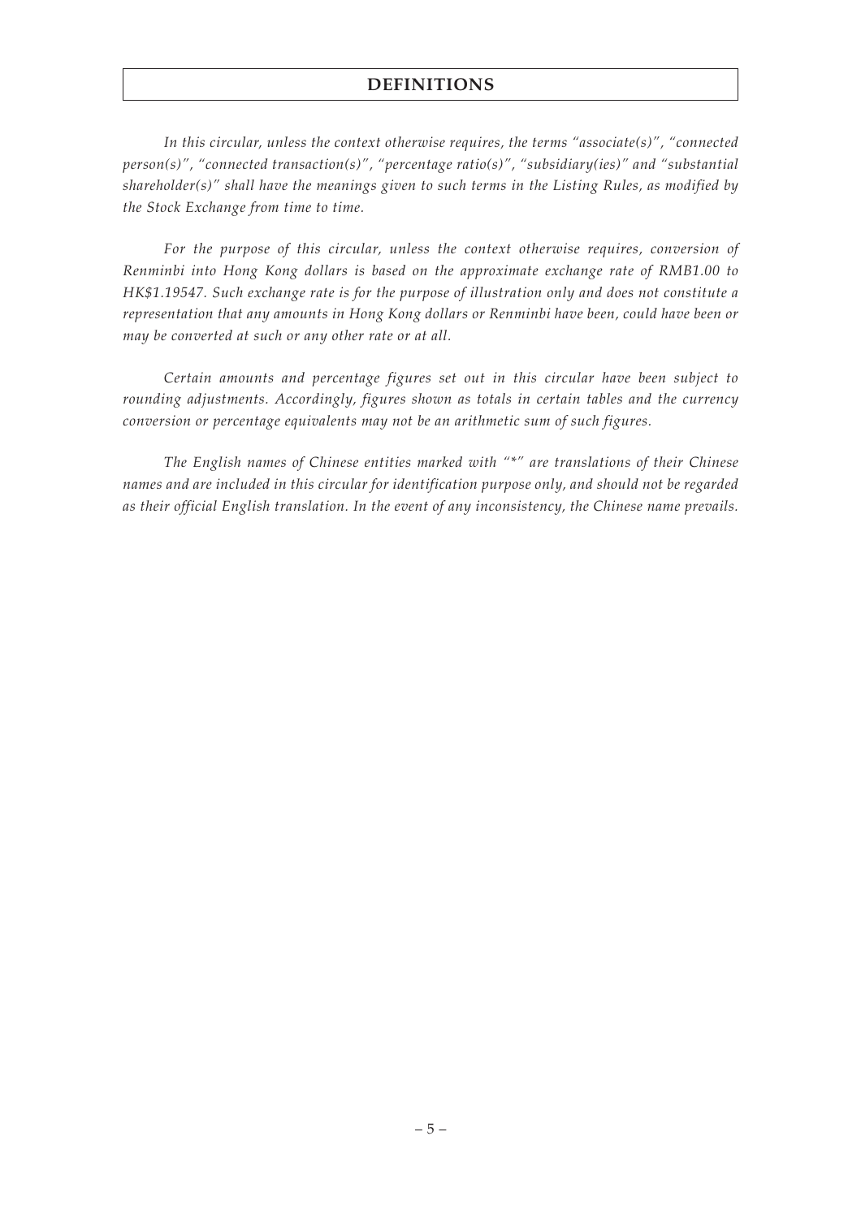# DEFINITIONS

*In this circular, unless the context otherwise requires, the terms "associate(s)", "connected person(s)", "connected transaction(s)", "percentage ratio(s)", "subsidiary(ies)" and "substantial shareholder(s)" shall have the meanings given to such terms in the Listing Rules, as modified by the Stock Exchange from time to time.*

*For the purpose of this circular, unless the context otherwise requires, conversion of Renminbi into Hong Kong dollars is based on the approximate exchange rate of RMB1.00 to HK$1.19547. Such exchange rate is for the purpose of illustration only and does not constitute a representation that any amounts in Hong Kong dollars or Renminbi have been, could have been or may be converted at such or any other rate or at all.*

*Certain amounts and percentage figures set out in this circular have been subject to rounding adjustments. Accordingly, figures shown as totals in certain tables and the currency conversion or percentage equivalents may not be an arithmetic sum of such figures.*

*The English names of Chinese entities marked with "*" are translations of their Chinese names and are included in this circular for identification purpose only, and should not be regarded as their official English translation. In the event of any inconsistency, the Chinese name prevails.*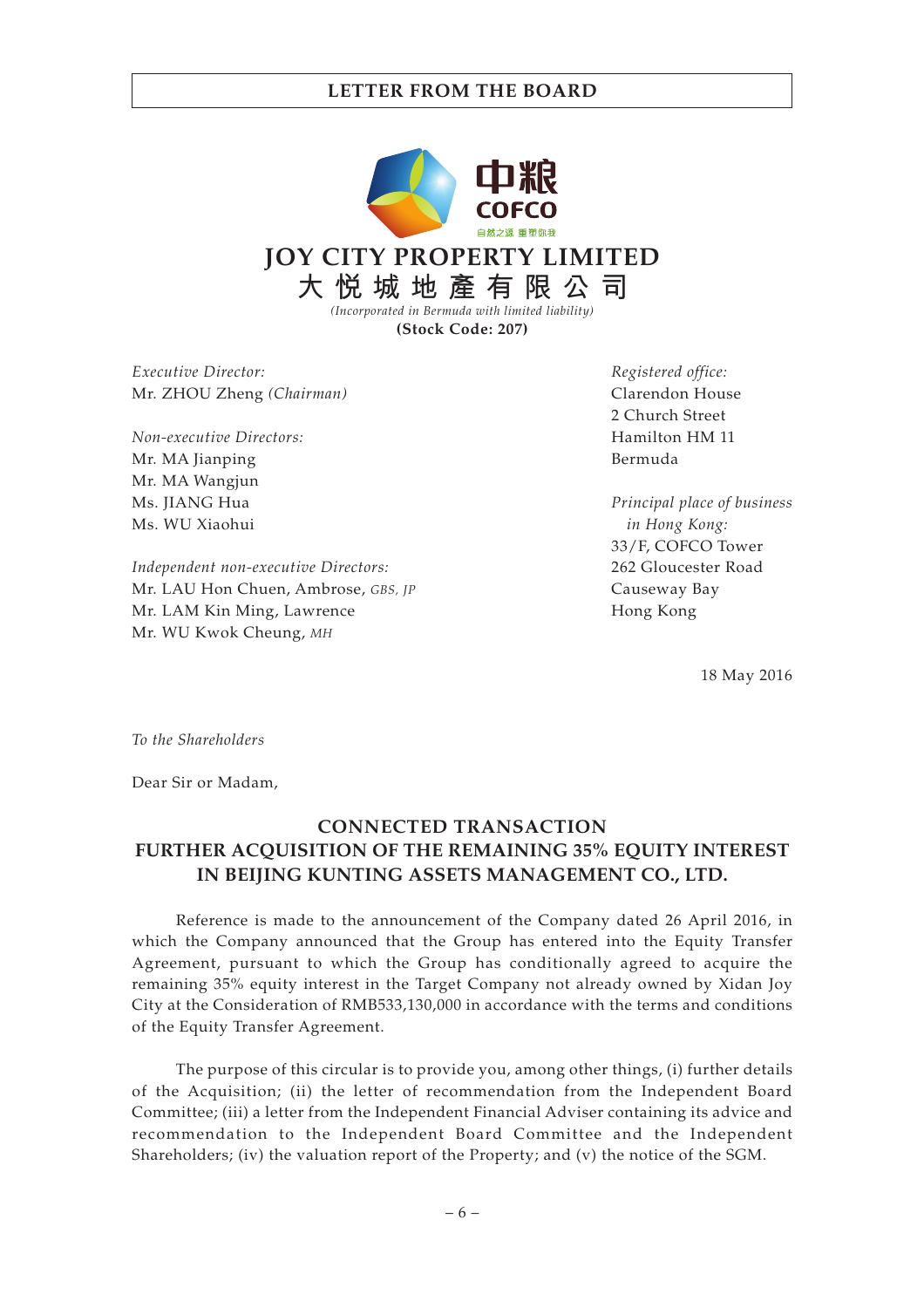中粮
COFCO
自然之源 重塑你我

# JOY CITY PROPERTY LIMITED
# 大悅城地產有限公司

*(Incorporated in Bermuda with limited liability)*

**(Stock Code: 207)**

*Executive Director:*
Mr. ZHOU Zheng *(Chairman)*

*Non-executive Directors:*
Mr. MA Jianping
Mr. MA Wangjun
Ms. JIANG Hua
Ms. WU Xiaohui

*Independent non-executive Directors:*
Mr. LAU Hon Chuen, Ambrose, *GBS, JP*
Mr. LAM Kin Ming, Lawrence
Mr. WU Kwok Cheung, *MH*

*Registered office:*
Clarendon House
2 Church Street
Hamilton HM 11
Bermuda

*Principal place of business in Hong Kong:*
33/F, COFCO Tower
262 Gloucester Road
Causeway Bay
Hong Kong

18 May 2016

*To the Shareholders*

Dear Sir or Madam,

## CONNECTED TRANSACTION
## FURTHER ACQUISITION OF THE REMAINING 35% EQUITY INTEREST IN BEIJING KUNTING ASSETS MANAGEMENT CO., LTD.

Reference is made to the announcement of the Company dated 26 April 2016, in which the Company announced that the Group has entered into the Equity Transfer Agreement, pursuant to which the Group has conditionally agreed to acquire the remaining 35% equity interest in the Target Company not already owned by Xidan Joy City at the Consideration of RMB533,130,000 in accordance with the terms and conditions of the Equity Transfer Agreement.

The purpose of this circular is to provide you, among other things, (i) further details of the Acquisition; (ii) the letter of recommendation from the Independent Board Committee; (iii) a letter from the Independent Financial Adviser containing its advice and recommendation to the Independent Board Committee and the Independent Shareholders; (iv) the valuation report of the Property; and (v) the notice of the SGM.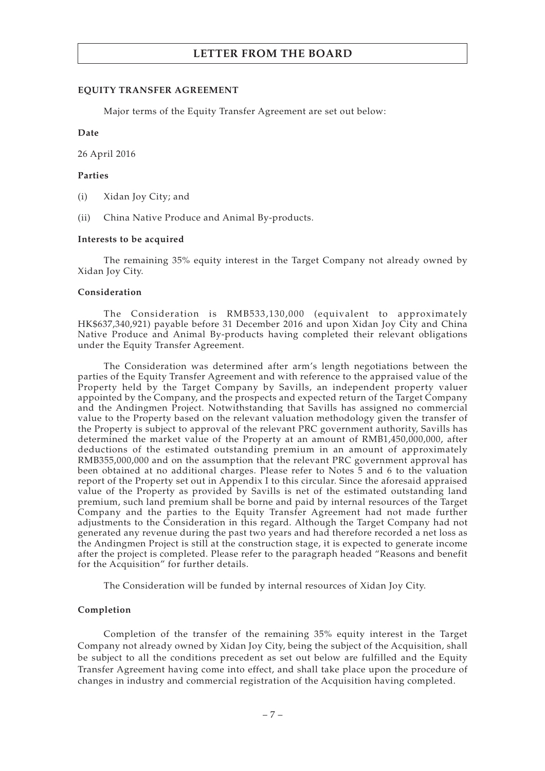# LETTER FROM THE BOARD

## EQUITY TRANSFER AGREEMENT

Major terms of the Equity Transfer Agreement are set out below:

### Date

26 April 2016

### Parties

(i) Xidan Joy City; and

(ii) China Native Produce and Animal By-products.

### Interests to be acquired

The remaining 35% equity interest in the Target Company not already owned by Xidan Joy City.

### Consideration

The Consideration is RMB533,130,000 (equivalent to approximately HK$637,340,921) payable before 31 December 2016 and upon Xidan Joy City and China Native Produce and Animal By-products having completed their relevant obligations under the Equity Transfer Agreement.

The Consideration was determined after arm's length negotiations between the parties of the Equity Transfer Agreement and with reference to the appraised value of the Property held by the Target Company by Savills, an independent property valuer appointed by the Company, and the prospects and expected return of the Target Company and the Andingmen Project. Notwithstanding that Savills has assigned no commercial value to the Property based on the relevant valuation methodology given the transfer of the Property is subject to approval of the relevant PRC government authority, Savills has determined the market value of the Property at an amount of RMB1,450,000,000, after deductions of the estimated outstanding premium in an amount of approximately RMB355,000,000 and on the assumption that the relevant PRC government approval has been obtained at no additional charges. Please refer to Notes 5 and 6 to the valuation report of the Property set out in Appendix I to this circular. Since the aforesaid appraised value of the Property as provided by Savills is net of the estimated outstanding land premium, such land premium shall be borne and paid by internal resources of the Target Company and the parties to the Equity Transfer Agreement had not made further adjustments to the Consideration in this regard. Although the Target Company had not generated any revenue during the past two years and had therefore recorded a net loss as the Andingmen Project is still at the construction stage, it is expected to generate income after the project is completed. Please refer to the paragraph headed "Reasons and benefit for the Acquisition" for further details.

The Consideration will be funded by internal resources of Xidan Joy City.

### Completion

Completion of the transfer of the remaining 35% equity interest in the Target Company not already owned by Xidan Joy City, being the subject of the Acquisition, shall be subject to all the conditions precedent as set out below are fulfilled and the Equity Transfer Agreement having come into effect, and shall take place upon the procedure of changes in industry and commercial registration of the Acquisition having completed.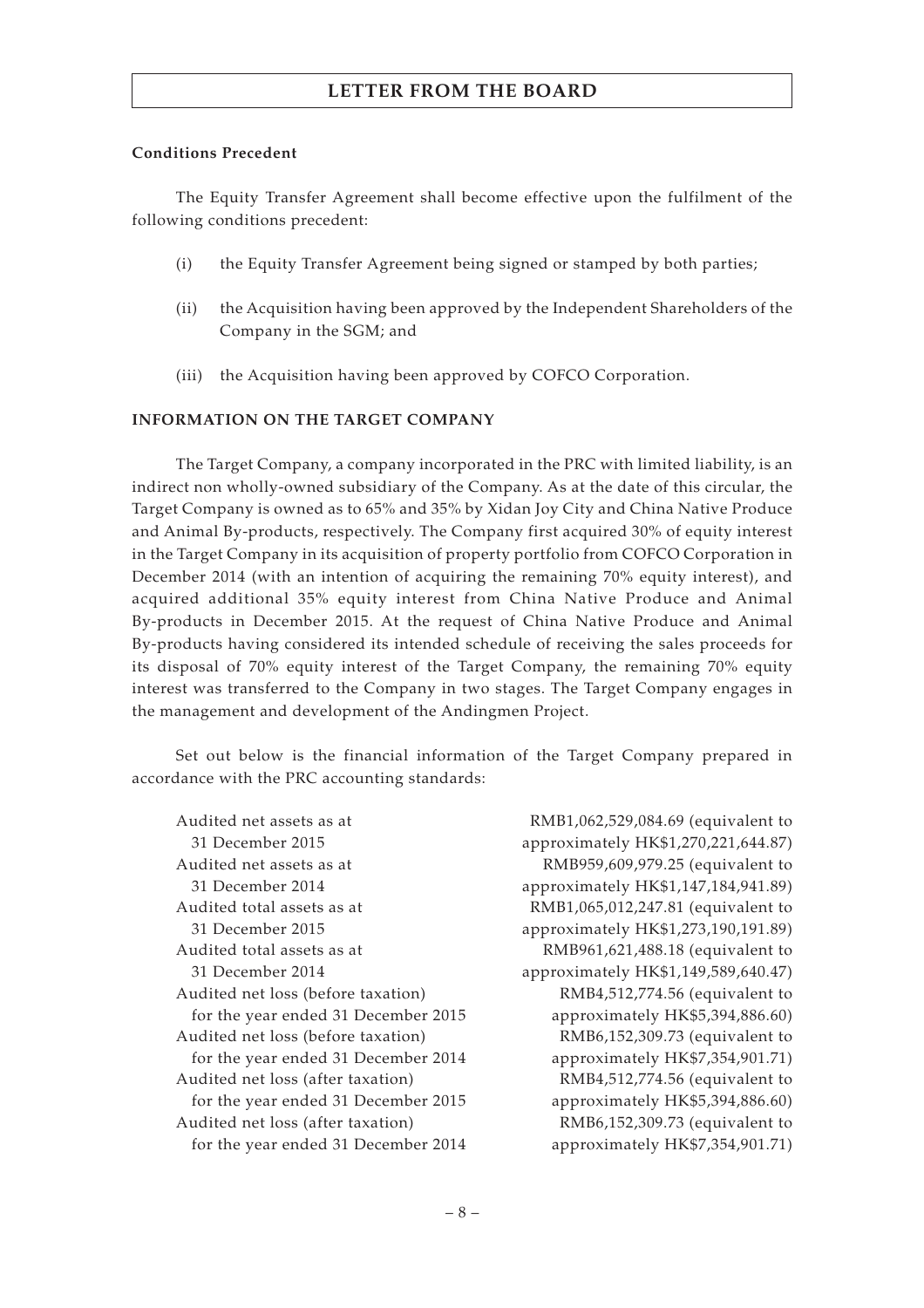**Conditions Precedent**

The Equity Transfer Agreement shall become effective upon the fulfilment of the following conditions precedent:

(i) the Equity Transfer Agreement being signed or stamped by both parties;

(ii) the Acquisition having been approved by the Independent Shareholders of the Company in the SGM; and

(iii) the Acquisition having been approved by COFCO Corporation.

**INFORMATION ON THE TARGET COMPANY**

The Target Company, a company incorporated in the PRC with limited liability, is an indirect non wholly-owned subsidiary of the Company. As at the date of this circular, the Target Company is owned as to 65% and 35% by Xidan Joy City and China Native Produce and Animal By-products, respectively. The Company first acquired 30% of equity interest in the Target Company in its acquisition of property portfolio from COFCO Corporation in December 2014 (with an intention of acquiring the remaining 70% equity interest), and acquired additional 35% equity interest from China Native Produce and Animal By-products in December 2015. At the request of China Native Produce and Animal By-products having considered its intended schedule of receiving the sales proceeds for its disposal of 70% equity interest of the Target Company, the remaining 70% equity interest was transferred to the Company in two stages. The Target Company engages in the management and development of the Andingmen Project.

Set out below is the financial information of the Target Company prepared in accordance with the PRC accounting standards:

| | |
|---|---|
| Audited net assets as at 31 December 2015 | RMB1,062,529,084.69 (equivalent to approximately HK$1,270,221,644.87) |
| Audited net assets as at 31 December 2014 | RMB959,609,979.25 (equivalent to approximately HK$1,147,184,941.89) |
| Audited total assets as at 31 December 2015 | RMB1,065,012,247.81 (equivalent to approximately HK$1,273,190,191.89) |
| Audited total assets as at 31 December 2014 | RMB961,621,488.18 (equivalent to approximately HK$1,149,589,640.47) |
| Audited net loss (before taxation) for the year ended 31 December 2015 | RMB4,512,774.56 (equivalent to approximately HK$5,394,886.60) |
| Audited net loss (before taxation) for the year ended 31 December 2014 | RMB6,152,309.73 (equivalent to approximately HK$7,354,901.71) |
| Audited net loss (after taxation) for the year ended 31 December 2015 | RMB4,512,774.56 (equivalent to approximately HK$5,394,886.60) |
| Audited net loss (after taxation) for the year ended 31 December 2014 | RMB6,152,309.73 (equivalent to approximately HK$7,354,901.71) |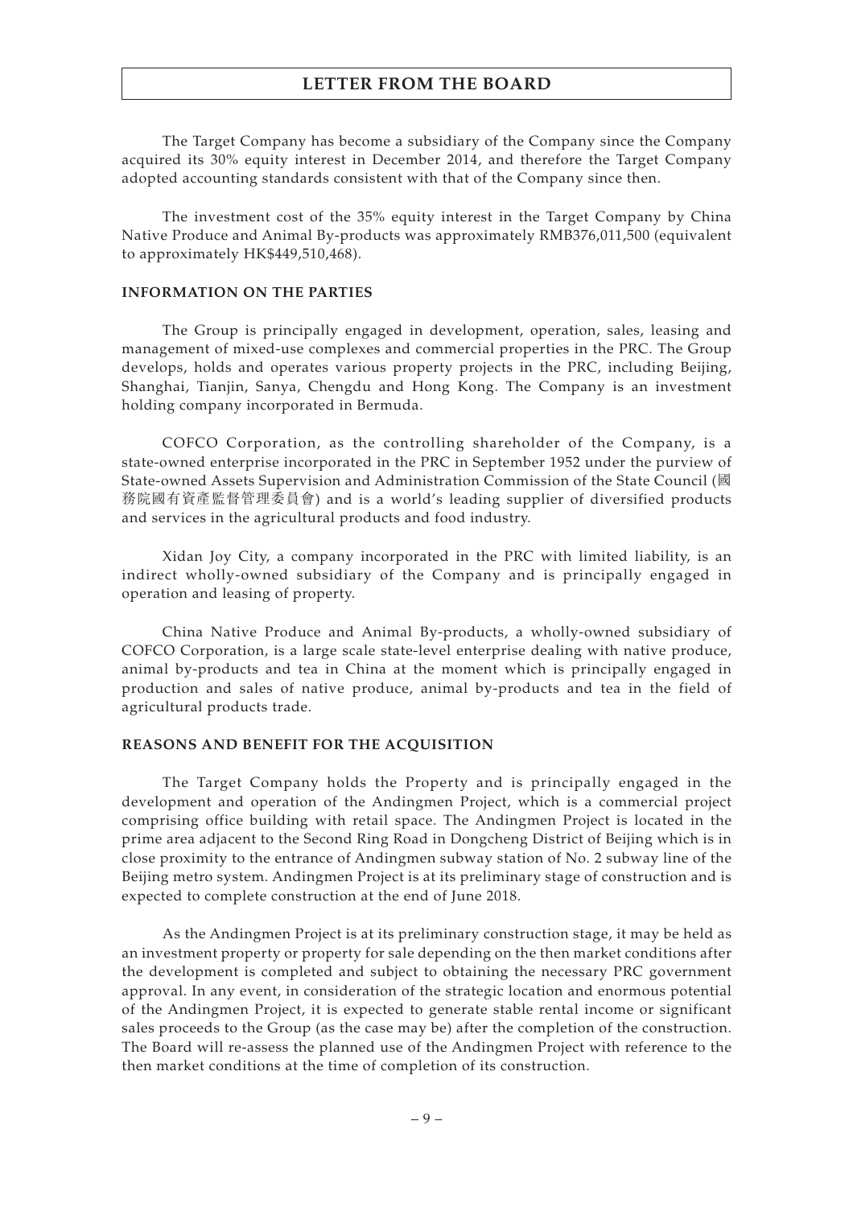The Target Company has become a subsidiary of the Company since the Company acquired its 30% equity interest in December 2014, and therefore the Target Company adopted accounting standards consistent with that of the Company since then.

The investment cost of the 35% equity interest in the Target Company by China Native Produce and Animal By-products was approximately RMB376,011,500 (equivalent to approximately HK$449,510,468).

## INFORMATION ON THE PARTIES

The Group is principally engaged in development, operation, sales, leasing and management of mixed-use complexes and commercial properties in the PRC. The Group develops, holds and operates various property projects in the PRC, including Beijing, Shanghai, Tianjin, Sanya, Chengdu and Hong Kong. The Company is an investment holding company incorporated in Bermuda.

COFCO Corporation, as the controlling shareholder of the Company, is a state-owned enterprise incorporated in the PRC in September 1952 under the purview of State-owned Assets Supervision and Administration Commission of the State Council (國務院國有資產監督管理委員會) and is a world's leading supplier of diversified products and services in the agricultural products and food industry.

Xidan Joy City, a company incorporated in the PRC with limited liability, is an indirect wholly-owned subsidiary of the Company and is principally engaged in operation and leasing of property.

China Native Produce and Animal By-products, a wholly-owned subsidiary of COFCO Corporation, is a large scale state-level enterprise dealing with native produce, animal by-products and tea in China at the moment which is principally engaged in production and sales of native produce, animal by-products and tea in the field of agricultural products trade.

## REASONS AND BENEFIT FOR THE ACQUISITION

The Target Company holds the Property and is principally engaged in the development and operation of the Andingmen Project, which is a commercial project comprising office building with retail space. The Andingmen Project is located in the prime area adjacent to the Second Ring Road in Dongcheng District of Beijing which is in close proximity to the entrance of Andingmen subway station of No. 2 subway line of the Beijing metro system. Andingmen Project is at its preliminary stage of construction and is expected to complete construction at the end of June 2018.

As the Andingmen Project is at its preliminary construction stage, it may be held as an investment property or property for sale depending on the then market conditions after the development is completed and subject to obtaining the necessary PRC government approval. In any event, in consideration of the strategic location and enormous potential of the Andingmen Project, it is expected to generate stable rental income or significant sales proceeds to the Group (as the case may be) after the completion of the construction. The Board will re-assess the planned use of the Andingmen Project with reference to the then market conditions at the time of completion of its construction.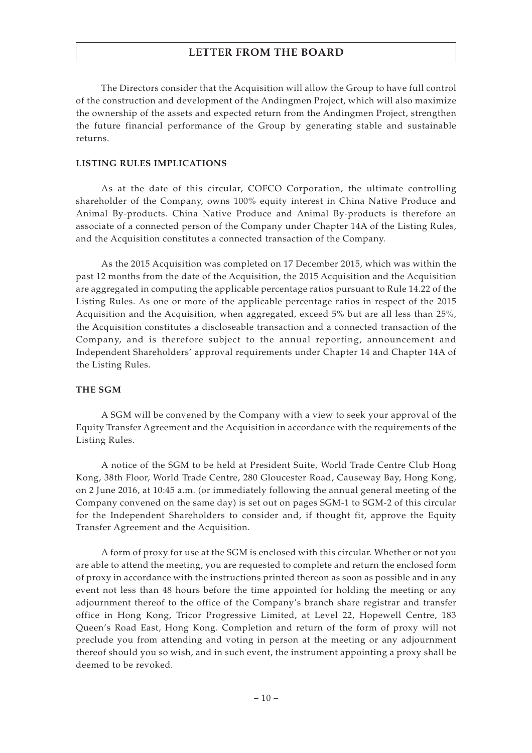The Directors consider that the Acquisition will allow the Group to have full control of the construction and development of the Andingmen Project, which will also maximize the ownership of the assets and expected return from the Andingmen Project, strengthen the future financial performance of the Group by generating stable and sustainable returns.

## LISTING RULES IMPLICATIONS

As at the date of this circular, COFCO Corporation, the ultimate controlling shareholder of the Company, owns 100% equity interest in China Native Produce and Animal By-products. China Native Produce and Animal By-products is therefore an associate of a connected person of the Company under Chapter 14A of the Listing Rules, and the Acquisition constitutes a connected transaction of the Company.

As the 2015 Acquisition was completed on 17 December 2015, which was within the past 12 months from the date of the Acquisition, the 2015 Acquisition and the Acquisition are aggregated in computing the applicable percentage ratios pursuant to Rule 14.22 of the Listing Rules. As one or more of the applicable percentage ratios in respect of the 2015 Acquisition and the Acquisition, when aggregated, exceed 5% but are all less than 25%, the Acquisition constitutes a discloseable transaction and a connected transaction of the Company, and is therefore subject to the annual reporting, announcement and Independent Shareholders' approval requirements under Chapter 14 and Chapter 14A of the Listing Rules.

## THE SGM

A SGM will be convened by the Company with a view to seek your approval of the Equity Transfer Agreement and the Acquisition in accordance with the requirements of the Listing Rules.

A notice of the SGM to be held at President Suite, World Trade Centre Club Hong Kong, 38th Floor, World Trade Centre, 280 Gloucester Road, Causeway Bay, Hong Kong, on 2 June 2016, at 10:45 a.m. (or immediately following the annual general meeting of the Company convened on the same day) is set out on pages SGM-1 to SGM-2 of this circular for the Independent Shareholders to consider and, if thought fit, approve the Equity Transfer Agreement and the Acquisition.

A form of proxy for use at the SGM is enclosed with this circular. Whether or not you are able to attend the meeting, you are requested to complete and return the enclosed form of proxy in accordance with the instructions printed thereon as soon as possible and in any event not less than 48 hours before the time appointed for holding the meeting or any adjournment thereof to the office of the Company's branch share registrar and transfer office in Hong Kong, Tricor Progressive Limited, at Level 22, Hopewell Centre, 183 Queen's Road East, Hong Kong. Completion and return of the form of proxy will not preclude you from attending and voting in person at the meeting or any adjournment thereof should you so wish, and in such event, the instrument appointing a proxy shall be deemed to be revoked.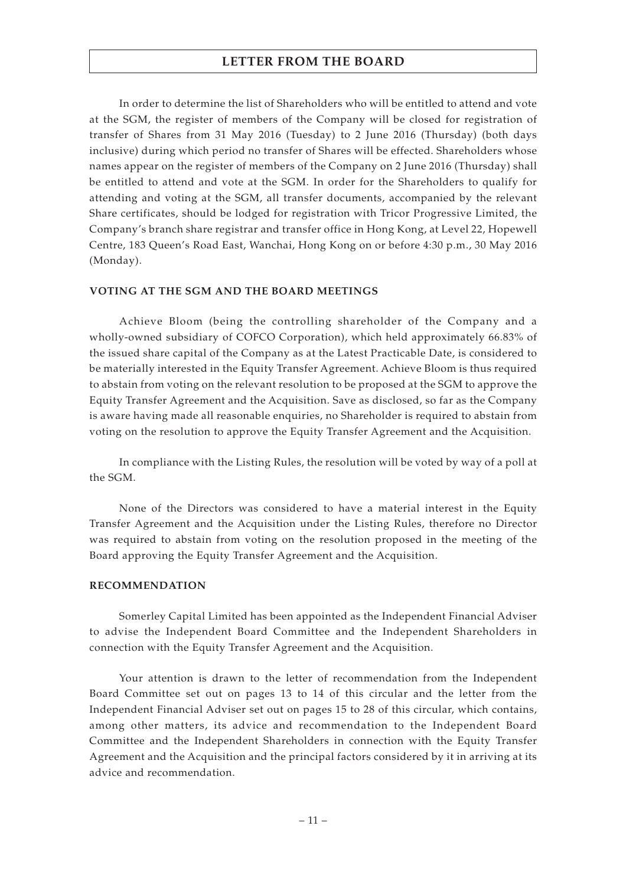In order to determine the list of Shareholders who will be entitled to attend and vote at the SGM, the register of members of the Company will be closed for registration of transfer of Shares from 31 May 2016 (Tuesday) to 2 June 2016 (Thursday) (both days inclusive) during which period no transfer of Shares will be effected. Shareholders whose names appear on the register of members of the Company on 2 June 2016 (Thursday) shall be entitled to attend and vote at the SGM. In order for the Shareholders to qualify for attending and voting at the SGM, all transfer documents, accompanied by the relevant Share certificates, should be lodged for registration with Tricor Progressive Limited, the Company's branch share registrar and transfer office in Hong Kong, at Level 22, Hopewell Centre, 183 Queen's Road East, Wanchai, Hong Kong on or before 4:30 p.m., 30 May 2016 (Monday).

## VOTING AT THE SGM AND THE BOARD MEETINGS

Achieve Bloom (being the controlling shareholder of the Company and a wholly-owned subsidiary of COFCO Corporation), which held approximately 66.83% of the issued share capital of the Company as at the Latest Practicable Date, is considered to be materially interested in the Equity Transfer Agreement. Achieve Bloom is thus required to abstain from voting on the relevant resolution to be proposed at the SGM to approve the Equity Transfer Agreement and the Acquisition. Save as disclosed, so far as the Company is aware having made all reasonable enquiries, no Shareholder is required to abstain from voting on the resolution to approve the Equity Transfer Agreement and the Acquisition.

In compliance with the Listing Rules, the resolution will be voted by way of a poll at the SGM.

None of the Directors was considered to have a material interest in the Equity Transfer Agreement and the Acquisition under the Listing Rules, therefore no Director was required to abstain from voting on the resolution proposed in the meeting of the Board approving the Equity Transfer Agreement and the Acquisition.

## RECOMMENDATION

Somerley Capital Limited has been appointed as the Independent Financial Adviser to advise the Independent Board Committee and the Independent Shareholders in connection with the Equity Transfer Agreement and the Acquisition.

Your attention is drawn to the letter of recommendation from the Independent Board Committee set out on pages 13 to 14 of this circular and the letter from the Independent Financial Adviser set out on pages 15 to 28 of this circular, which contains, among other matters, its advice and recommendation to the Independent Board Committee and the Independent Shareholders in connection with the Equity Transfer Agreement and the Acquisition and the principal factors considered by it in arriving at its advice and recommendation.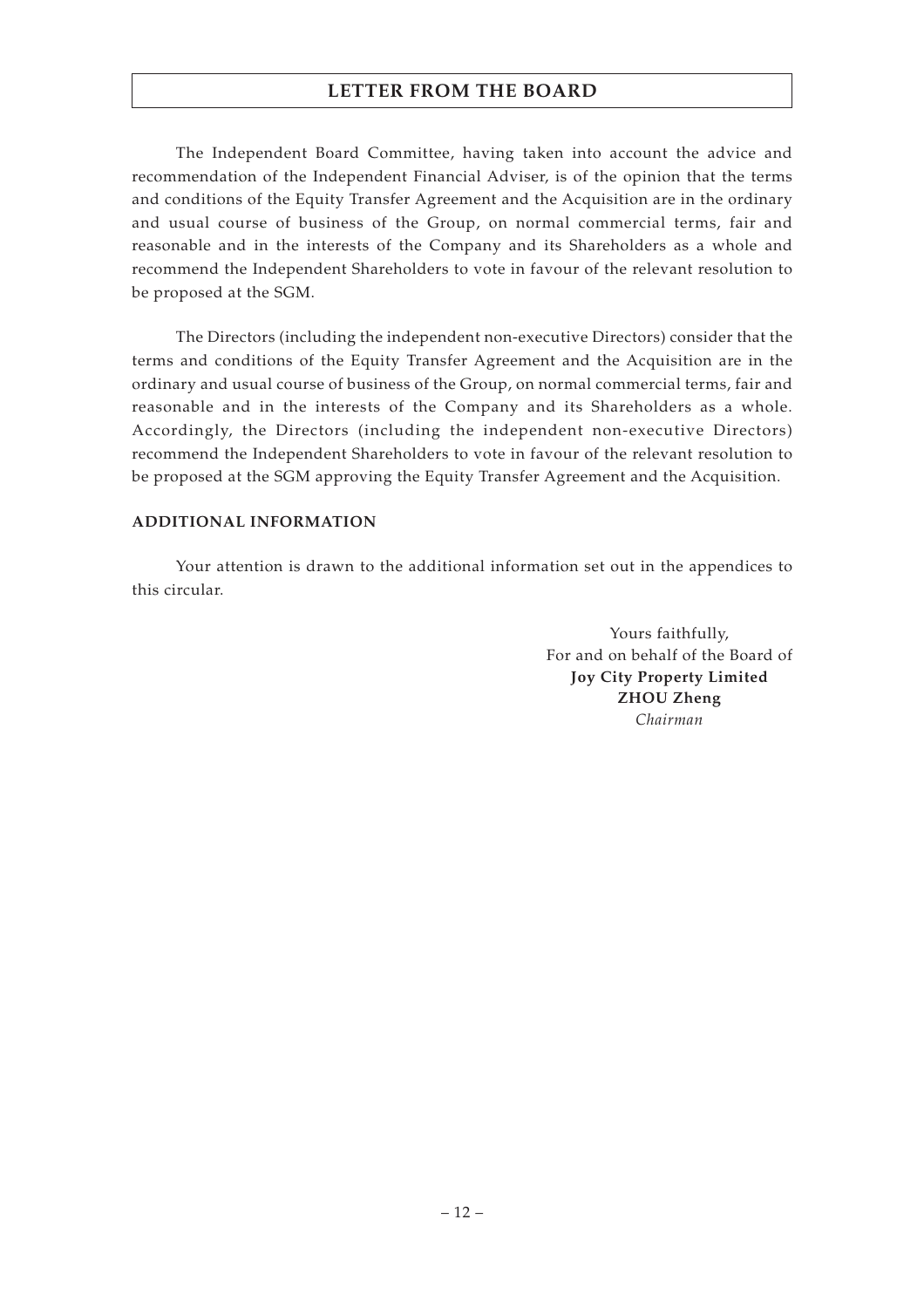The Independent Board Committee, having taken into account the advice and recommendation of the Independent Financial Adviser, is of the opinion that the terms and conditions of the Equity Transfer Agreement and the Acquisition are in the ordinary and usual course of business of the Group, on normal commercial terms, fair and reasonable and in the interests of the Company and its Shareholders as a whole and recommend the Independent Shareholders to vote in favour of the relevant resolution to be proposed at the SGM.

The Directors (including the independent non-executive Directors) consider that the terms and conditions of the Equity Transfer Agreement and the Acquisition are in the ordinary and usual course of business of the Group, on normal commercial terms, fair and reasonable and in the interests of the Company and its Shareholders as a whole. Accordingly, the Directors (including the independent non-executive Directors) recommend the Independent Shareholders to vote in favour of the relevant resolution to be proposed at the SGM approving the Equity Transfer Agreement and the Acquisition.

**ADDITIONAL INFORMATION**

Your attention is drawn to the additional information set out in the appendices to this circular.

Yours faithfully,
For and on behalf of the Board of
**Joy City Property Limited**
**ZHOU Zheng**
*Chairman*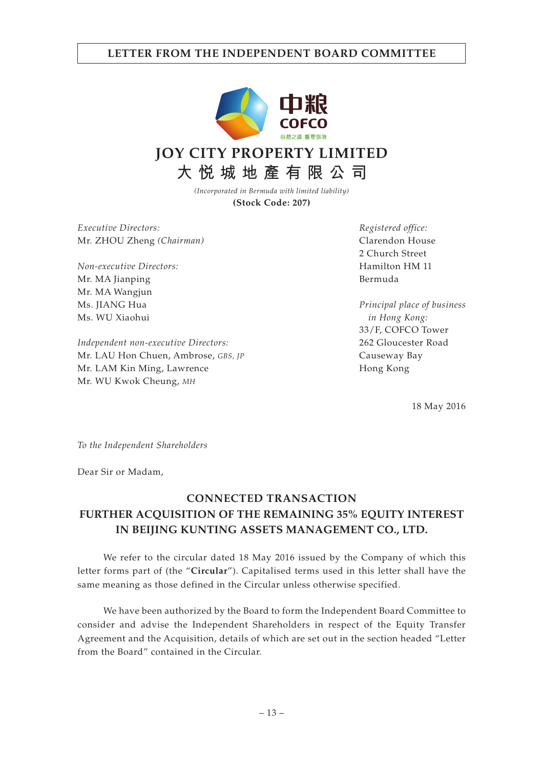# LETTER FROM THE INDEPENDENT BOARD COMMITTEE

中粮
COFCO
自然之源 重塑你我

# JOY CITY PROPERTY LIMITED
# 大悅城地產有限公司

*(Incorporated in Bermuda with limited liability)*
**(Stock Code: 207)**

*Executive Directors:*
Mr. ZHOU Zheng *(Chairman)*

*Non-executive Directors:*
Mr. MA Jianping
Mr. MA Wangjun
Ms. JIANG Hua
Ms. WU Xiaohui

*Independent non-executive Directors:*
Mr. LAU Hon Chuen, Ambrose, *GBS, JP*
Mr. LAM Kin Ming, Lawrence
Mr. WU Kwok Cheung, *MH*

*Registered office:*
Clarendon House
2 Church Street
Hamilton HM 11
Bermuda

*Principal place of business in Hong Kong:*
33/F, COFCO Tower
262 Gloucester Road
Causeway Bay
Hong Kong

18 May 2016

*To the Independent Shareholders*

Dear Sir or Madam,

## CONNECTED TRANSACTION
## FURTHER ACQUISITION OF THE REMAINING 35% EQUITY INTEREST IN BEIJING KUNTING ASSETS MANAGEMENT CO., LTD.

We refer to the circular dated 18 May 2016 issued by the Company of which this letter forms part of (the "**Circular**"). Capitalised terms used in this letter shall have the same meaning as those defined in the Circular unless otherwise specified.

We have been authorized by the Board to form the Independent Board Committee to consider and advise the Independent Shareholders in respect of the Equity Transfer Agreement and the Acquisition, details of which are set out in the section headed "Letter from the Board" contained in the Circular.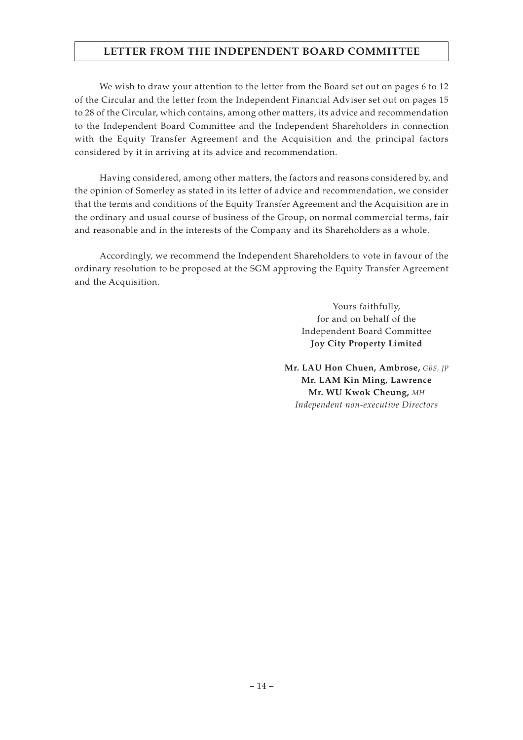# LETTER FROM THE INDEPENDENT BOARD COMMITTEE

We wish to draw your attention to the letter from the Board set out on pages 6 to 12 of the Circular and the letter from the Independent Financial Adviser set out on pages 15 to 28 of the Circular, which contains, among other matters, its advice and recommendation to the Independent Board Committee and the Independent Shareholders in connection with the Equity Transfer Agreement and the Acquisition and the principal factors considered by it in arriving at its advice and recommendation.

Having considered, among other matters, the factors and reasons considered by, and the opinion of Somerley as stated in its letter of advice and recommendation, we consider that the terms and conditions of the Equity Transfer Agreement and the Acquisition are in the ordinary and usual course of business of the Group, on normal commercial terms, fair and reasonable and in the interests of the Company and its Shareholders as a whole.

Accordingly, we recommend the Independent Shareholders to vote in favour of the ordinary resolution to be proposed at the SGM approving the Equity Transfer Agreement and the Acquisition.

Yours faithfully,
for and on behalf of the
Independent Board Committee
**Joy City Property Limited**

**Mr. LAU Hon Chuen, Ambrose,** *GBS, JP*
**Mr. LAM Kin Ming, Lawrence**
**Mr. WU Kwok Cheung,** *MH*
*Independent non-executive Directors*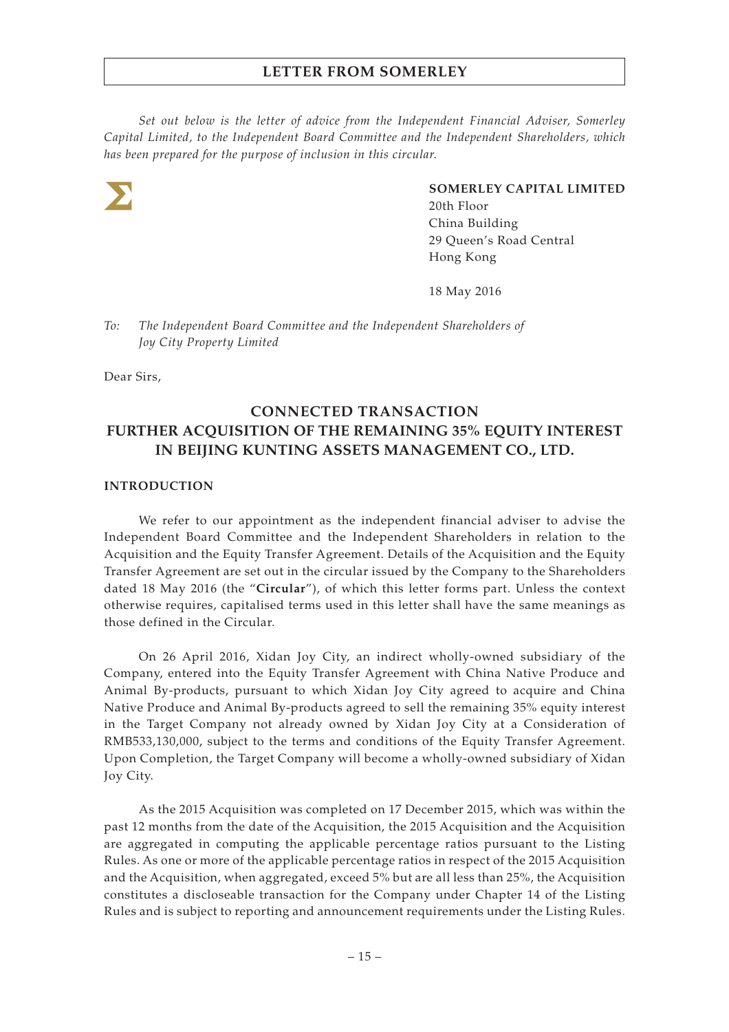# LETTER FROM SOMERLEY

*Set out below is the letter of advice from the Independent Financial Adviser, Somerley Capital Limited, to the Independent Board Committee and the Independent Shareholders, which has been prepared for the purpose of inclusion in this circular.*

**SOMERLEY CAPITAL LIMITED**
20th Floor
China Building
29 Queen's Road Central
Hong Kong

18 May 2016

*To: The Independent Board Committee and the Independent Shareholders of Joy City Property Limited*

Dear Sirs,

## CONNECTED TRANSACTION
## FURTHER ACQUISITION OF THE REMAINING 35% EQUITY INTEREST IN BEIJING KUNTING ASSETS MANAGEMENT CO., LTD.

### INTRODUCTION

We refer to our appointment as the independent financial adviser to advise the Independent Board Committee and the Independent Shareholders in relation to the Acquisition and the Equity Transfer Agreement. Details of the Acquisition and the Equity Transfer Agreement are set out in the circular issued by the Company to the Shareholders dated 18 May 2016 (the "**Circular**"), of which this letter forms part. Unless the context otherwise requires, capitalised terms used in this letter shall have the same meanings as those defined in the Circular.

On 26 April 2016, Xidan Joy City, an indirect wholly-owned subsidiary of the Company, entered into the Equity Transfer Agreement with China Native Produce and Animal By-products, pursuant to which Xidan Joy City agreed to acquire and China Native Produce and Animal By-products agreed to sell the remaining 35% equity interest in the Target Company not already owned by Xidan Joy City at a Consideration of RMB533,130,000, subject to the terms and conditions of the Equity Transfer Agreement. Upon Completion, the Target Company will become a wholly-owned subsidiary of Xidan Joy City.

As the 2015 Acquisition was completed on 17 December 2015, which was within the past 12 months from the date of the Acquisition, the 2015 Acquisition and the Acquisition are aggregated in computing the applicable percentage ratios pursuant to the Listing Rules. As one or more of the applicable percentage ratios in respect of the 2015 Acquisition and the Acquisition, when aggregated, exceed 5% but are all less than 25%, the Acquisition constitutes a discloseable transaction for the Company under Chapter 14 of the Listing Rules and is subject to reporting and announcement requirements under the Listing Rules.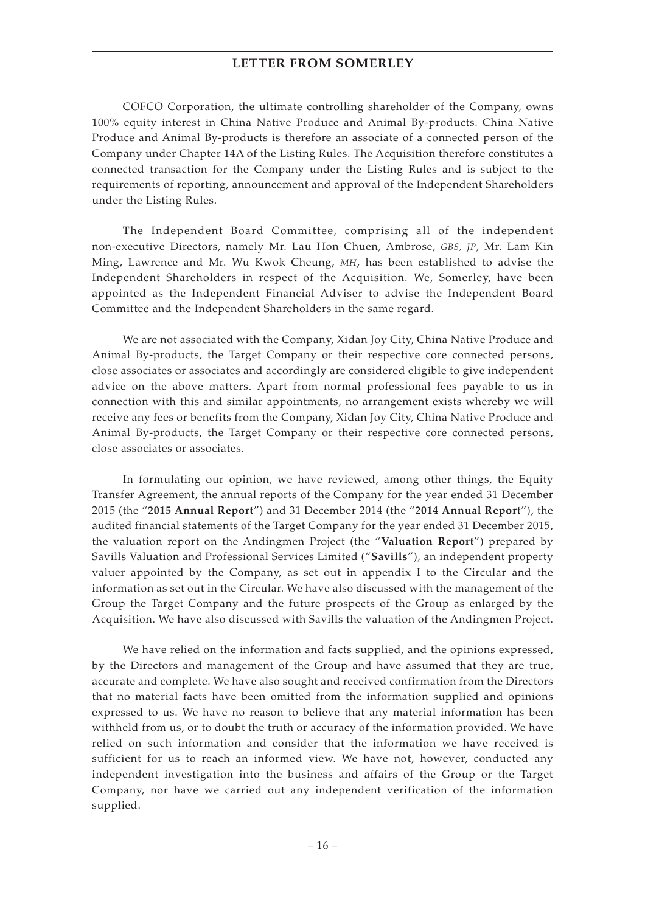COFCO Corporation, the ultimate controlling shareholder of the Company, owns 100% equity interest in China Native Produce and Animal By-products. China Native Produce and Animal By-products is therefore an associate of a connected person of the Company under Chapter 14A of the Listing Rules. The Acquisition therefore constitutes a connected transaction for the Company under the Listing Rules and is subject to the requirements of reporting, announcement and approval of the Independent Shareholders under the Listing Rules.

The Independent Board Committee, comprising all of the independent non-executive Directors, namely Mr. Lau Hon Chuen, Ambrose, *GBS, JP*, Mr. Lam Kin Ming, Lawrence and Mr. Wu Kwok Cheung, *MH*, has been established to advise the Independent Shareholders in respect of the Acquisition. We, Somerley, have been appointed as the Independent Financial Adviser to advise the Independent Board Committee and the Independent Shareholders in the same regard.

We are not associated with the Company, Xidan Joy City, China Native Produce and Animal By-products, the Target Company or their respective core connected persons, close associates or associates and accordingly are considered eligible to give independent advice on the above matters. Apart from normal professional fees payable to us in connection with this and similar appointments, no arrangement exists whereby we will receive any fees or benefits from the Company, Xidan Joy City, China Native Produce and Animal By-products, the Target Company or their respective core connected persons, close associates or associates.

In formulating our opinion, we have reviewed, among other things, the Equity Transfer Agreement, the annual reports of the Company for the year ended 31 December 2015 (the "**2015 Annual Report**") and 31 December 2014 (the "**2014 Annual Report**"), the audited financial statements of the Target Company for the year ended 31 December 2015, the valuation report on the Andingmen Project (the "**Valuation Report**") prepared by Savills Valuation and Professional Services Limited ("**Savills**"), an independent property valuer appointed by the Company, as set out in appendix I to the Circular and the information as set out in the Circular. We have also discussed with the management of the Group the Target Company and the future prospects of the Group as enlarged by the Acquisition. We have also discussed with Savills the valuation of the Andingmen Project.

We have relied on the information and facts supplied, and the opinions expressed, by the Directors and management of the Group and have assumed that they are true, accurate and complete. We have also sought and received confirmation from the Directors that no material facts have been omitted from the information supplied and opinions expressed to us. We have no reason to believe that any material information has been withheld from us, or to doubt the truth or accuracy of the information provided. We have relied on such information and consider that the information we have received is sufficient for us to reach an informed view. We have not, however, conducted any independent investigation into the business and affairs of the Group or the Target Company, nor have we carried out any independent verification of the information supplied.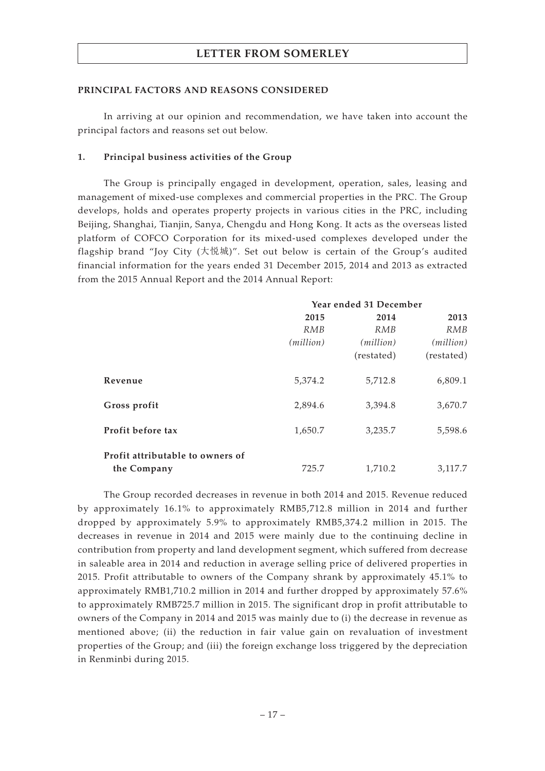## PRINCIPAL FACTORS AND REASONS CONSIDERED

In arriving at our opinion and recommendation, we have taken into account the principal factors and reasons set out below.

### 1. Principal business activities of the Group

The Group is principally engaged in development, operation, sales, leasing and management of mixed-use complexes and commercial properties in the PRC. The Group develops, holds and operates property projects in various cities in the PRC, including Beijing, Shanghai, Tianjin, Sanya, Chengdu and Hong Kong. It acts as the overseas listed platform of COFCO Corporation for its mixed-used complexes developed under the flagship brand "Joy City (大悅城)". Set out below is certain of the Group's audited financial information for the years ended 31 December 2015, 2014 and 2013 as extracted from the 2015 Annual Report and the 2014 Annual Report:

| | Year ended 31 December | | |
|---|---|---|---|
| | 2015 | 2014 | 2013 |
| | *RMB* | *RMB* | *RMB* |
| | *(million)* | *(million)* | *(million)* |
| | | (restated) | (restated) |
| **Revenue** | 5,374.2 | 5,712.8 | 6,809.1 |
| **Gross profit** | 2,894.6 | 3,394.8 | 3,670.7 |
| **Profit before tax** | 1,650.7 | 3,235.7 | 5,598.6 |
| **Profit attributable to owners of the Company** | 725.7 | 1,710.2 | 3,117.7 |

The Group recorded decreases in revenue in both 2014 and 2015. Revenue reduced by approximately 16.1% to approximately RMB5,712.8 million in 2014 and further dropped by approximately 5.9% to approximately RMB5,374.2 million in 2015. The decreases in revenue in 2014 and 2015 were mainly due to the continuing decline in contribution from property and land development segment, which suffered from decrease in saleable area in 2014 and reduction in average selling price of delivered properties in 2015. Profit attributable to owners of the Company shrank by approximately 45.1% to approximately RMB1,710.2 million in 2014 and further dropped by approximately 57.6% to approximately RMB725.7 million in 2015. The significant drop in profit attributable to owners of the Company in 2014 and 2015 was mainly due to (i) the decrease in revenue as mentioned above; (ii) the reduction in fair value gain on revaluation of investment properties of the Group; and (iii) the foreign exchange loss triggered by the depreciation in Renminbi during 2015.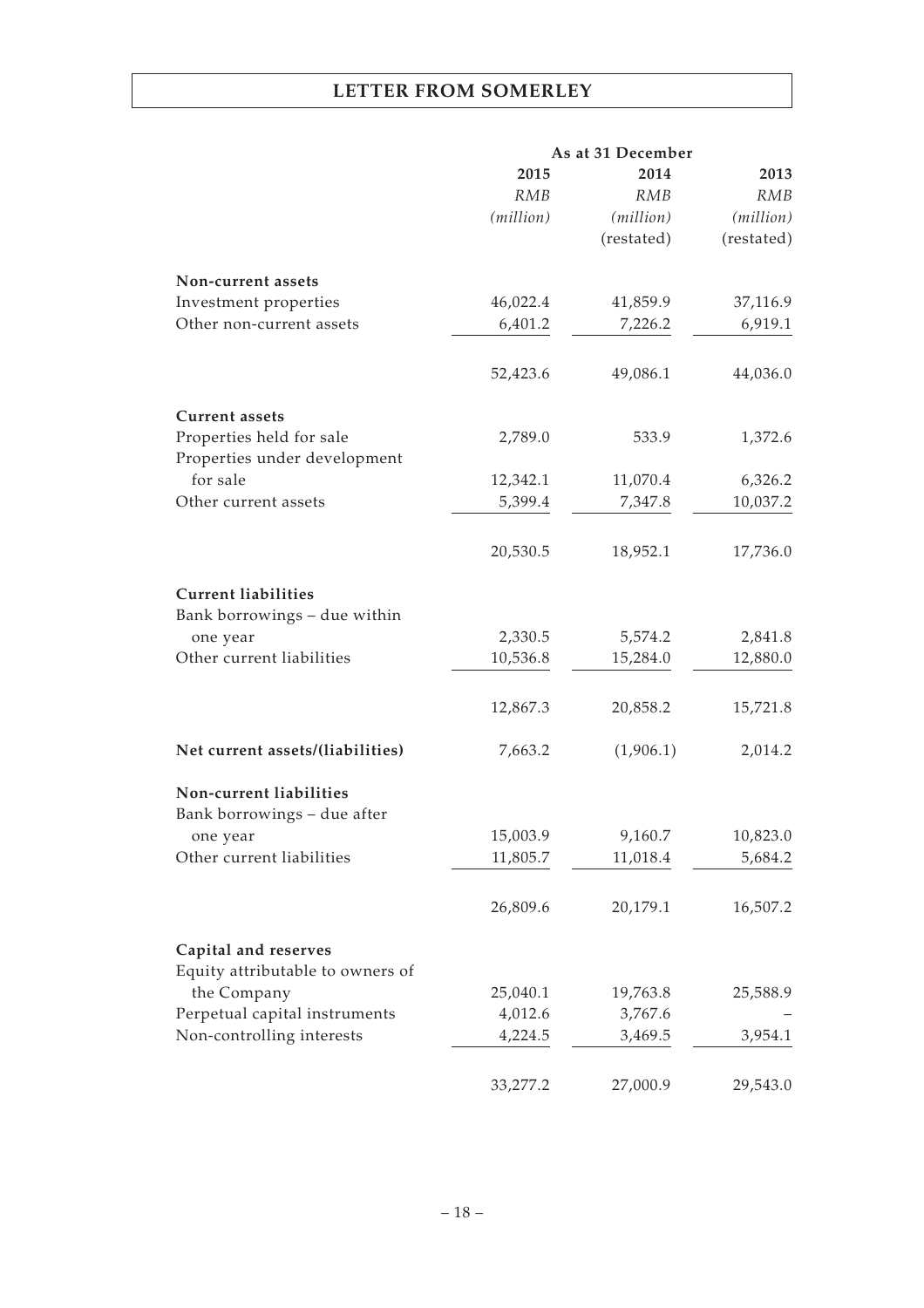| | As at 31 December | | |
|---|---|---|---|
| | 2015 | 2014 | 2013 |
| | *RMB* | *RMB* | *RMB* |
| | *(million)* | *(million)* | *(million)* |
| | | (restated) | (restated) |
| **Non-current assets** | | | |
| Investment properties | 46,022.4 | 41,859.9 | 37,116.9 |
| Other non-current assets | 6,401.2 | 7,226.2 | 6,919.1 |
| | 52,423.6 | 49,086.1 | 44,036.0 |
| **Current assets** | | | |
| Properties held for sale | 2,789.0 | 533.9 | 1,372.6 |
| Properties under development for sale | 12,342.1 | 11,070.4 | 6,326.2 |
| Other current assets | 5,399.4 | 7,347.8 | 10,037.2 |
| | 20,530.5 | 18,952.1 | 17,736.0 |
| **Current liabilities** | | | |
| Bank borrowings – due within one year | 2,330.5 | 5,574.2 | 2,841.8 |
| Other current liabilities | 10,536.8 | 15,284.0 | 12,880.0 |
| | 12,867.3 | 20,858.2 | 15,721.8 |
| **Net current assets/(liabilities)** | 7,663.2 | (1,906.1) | 2,014.2 |
| **Non-current liabilities** | | | |
| Bank borrowings – due after one year | 15,003.9 | 9,160.7 | 10,823.0 |
| Other current liabilities | 11,805.7 | 11,018.4 | 5,684.2 |
| | 26,809.6 | 20,179.1 | 16,507.2 |
| **Capital and reserves** | | | |
| Equity attributable to owners of the Company | 25,040.1 | 19,763.8 | 25,588.9 |
| Perpetual capital instruments | 4,012.6 | 3,767.6 | – |
| Non-controlling interests | 4,224.5 | 3,469.5 | 3,954.1 |
| | 33,277.2 | 27,000.9 | 29,543.0 |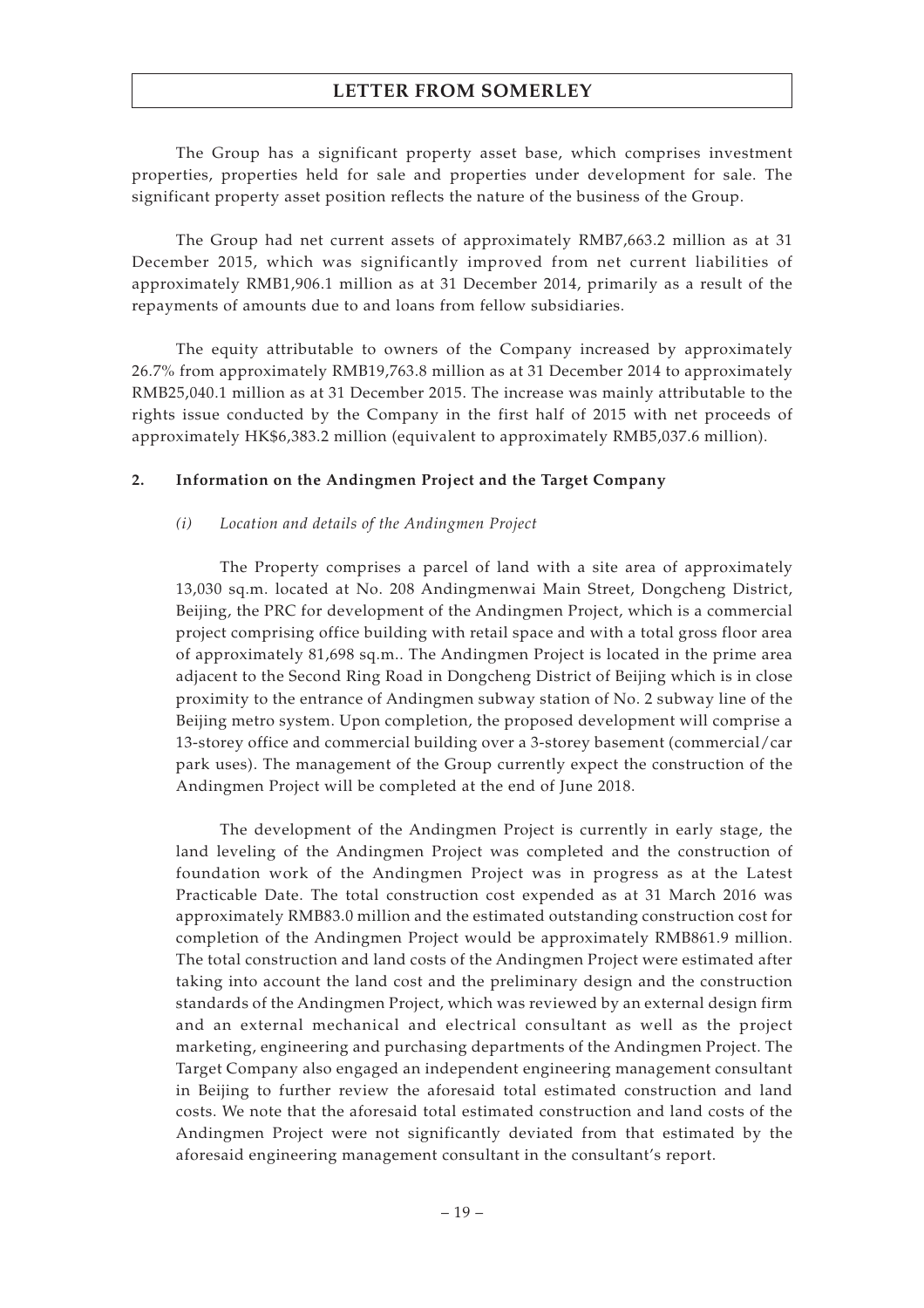The Group has a significant property asset base, which comprises investment properties, properties held for sale and properties under development for sale. The significant property asset position reflects the nature of the business of the Group.

The Group had net current assets of approximately RMB7,663.2 million as at 31 December 2015, which was significantly improved from net current liabilities of approximately RMB1,906.1 million as at 31 December 2014, primarily as a result of the repayments of amounts due to and loans from fellow subsidiaries.

The equity attributable to owners of the Company increased by approximately 26.7% from approximately RMB19,763.8 million as at 31 December 2014 to approximately RMB25,040.1 million as at 31 December 2015. The increase was mainly attributable to the rights issue conducted by the Company in the first half of 2015 with net proceeds of approximately HK$6,383.2 million (equivalent to approximately RMB5,037.6 million).

**2. Information on the Andingmen Project and the Target Company**

*(i) Location and details of the Andingmen Project*

The Property comprises a parcel of land with a site area of approximately 13,030 sq.m. located at No. 208 Andingmenwai Main Street, Dongcheng District, Beijing, the PRC for development of the Andingmen Project, which is a commercial project comprising office building with retail space and with a total gross floor area of approximately 81,698 sq.m.. The Andingmen Project is located in the prime area adjacent to the Second Ring Road in Dongcheng District of Beijing which is in close proximity to the entrance of Andingmen subway station of No. 2 subway line of the Beijing metro system. Upon completion, the proposed development will comprise a 13-storey office and commercial building over a 3-storey basement (commercial/car park uses). The management of the Group currently expect the construction of the Andingmen Project will be completed at the end of June 2018.

The development of the Andingmen Project is currently in early stage, the land leveling of the Andingmen Project was completed and the construction of foundation work of the Andingmen Project was in progress as at the Latest Practicable Date. The total construction cost expended as at 31 March 2016 was approximately RMB83.0 million and the estimated outstanding construction cost for completion of the Andingmen Project would be approximately RMB861.9 million. The total construction and land costs of the Andingmen Project were estimated after taking into account the land cost and the preliminary design and the construction standards of the Andingmen Project, which was reviewed by an external design firm and an external mechanical and electrical consultant as well as the project marketing, engineering and purchasing departments of the Andingmen Project. The Target Company also engaged an independent engineering management consultant in Beijing to further review the aforesaid total estimated construction and land costs. We note that the aforesaid total estimated construction and land costs of the Andingmen Project were not significantly deviated from that estimated by the aforesaid engineering management consultant in the consultant's report.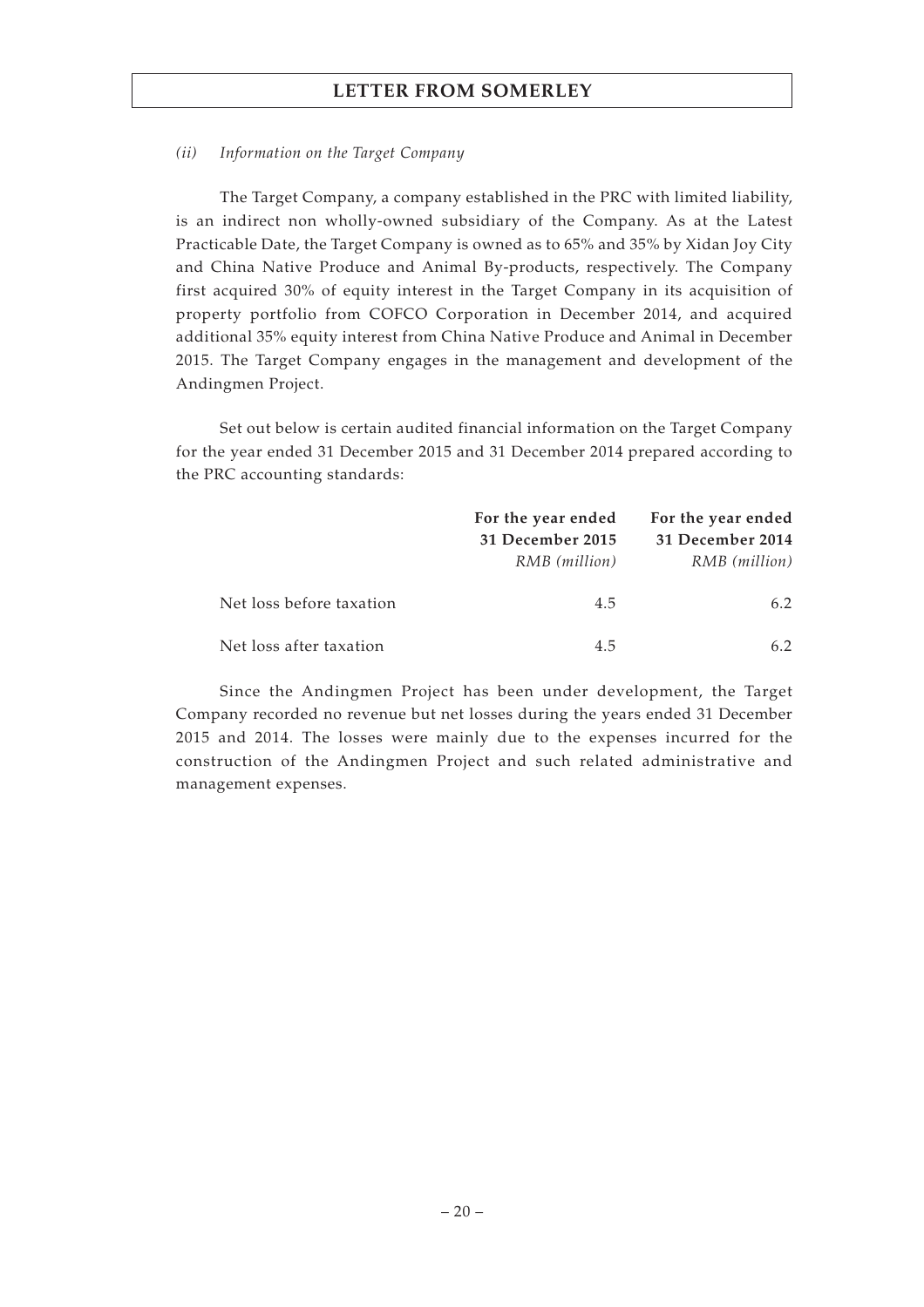*(ii) Information on the Target Company*

The Target Company, a company established in the PRC with limited liability, is an indirect non wholly-owned subsidiary of the Company. As at the Latest Practicable Date, the Target Company is owned as to 65% and 35% by Xidan Joy City and China Native Produce and Animal By-products, respectively. The Company first acquired 30% of equity interest in the Target Company in its acquisition of property portfolio from COFCO Corporation in December 2014, and acquired additional 35% equity interest from China Native Produce and Animal in December 2015. The Target Company engages in the management and development of the Andingmen Project.

Set out below is certain audited financial information on the Target Company for the year ended 31 December 2015 and 31 December 2014 prepared according to the PRC accounting standards:

| | **For the year ended 31 December 2015** *RMB (million)* | **For the year ended 31 December 2014** *RMB (million)* |
|---|---|---|
| Net loss before taxation | 4.5 | 6.2 |
| Net loss after taxation | 4.5 | 6.2 |

Since the Andingmen Project has been under development, the Target Company recorded no revenue but net losses during the years ended 31 December 2015 and 2014. The losses were mainly due to the expenses incurred for the construction of the Andingmen Project and such related administrative and management expenses.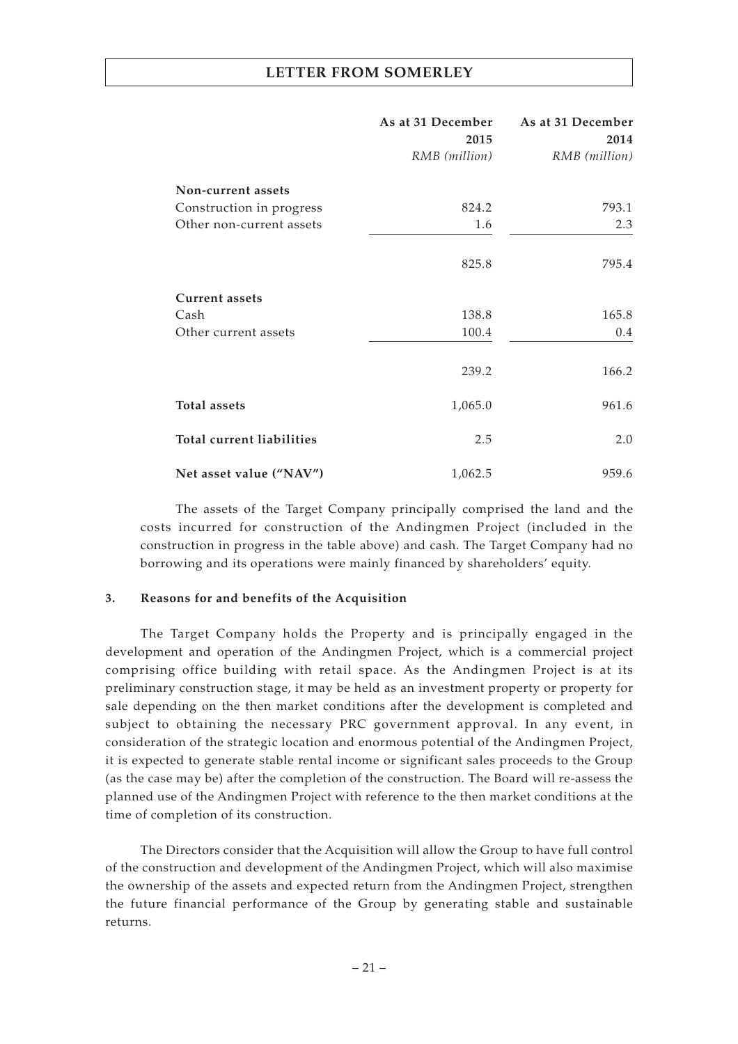| | As at 31 December 2015 | As at 31 December 2014 |
|---|---|---|
| | *RMB (million)* | *RMB (million)* |
| **Non-current assets** | | |
| Construction in progress | 824.2 | 793.1 |
| Other non-current assets | 1.6 | 2.3 |
| | 825.8 | 795.4 |
| **Current assets** | | |
| Cash | 138.8 | 165.8 |
| Other current assets | 100.4 | 0.4 |
| | 239.2 | 166.2 |
| **Total assets** | 1,065.0 | 961.6 |
| **Total current liabilities** | 2.5 | 2.0 |
| **Net asset value ("NAV")** | 1,062.5 | 959.6 |

The assets of the Target Company principally comprised the land and the costs incurred for construction of the Andingmen Project (included in the construction in progress in the table above) and cash. The Target Company had no borrowing and its operations were mainly financed by shareholders' equity.

**3. Reasons for and benefits of the Acquisition**

The Target Company holds the Property and is principally engaged in the development and operation of the Andingmen Project, which is a commercial project comprising office building with retail space. As the Andingmen Project is at its preliminary construction stage, it may be held as an investment property or property for sale depending on the then market conditions after the development is completed and subject to obtaining the necessary PRC government approval. In any event, in consideration of the strategic location and enormous potential of the Andingmen Project, it is expected to generate stable rental income or significant sales proceeds to the Group (as the case may be) after the completion of the construction. The Board will re-assess the planned use of the Andingmen Project with reference to the then market conditions at the time of completion of its construction.

The Directors consider that the Acquisition will allow the Group to have full control of the construction and development of the Andingmen Project, which will also maximise the ownership of the assets and expected return from the Andingmen Project, strengthen the future financial performance of the Group by generating stable and sustainable returns.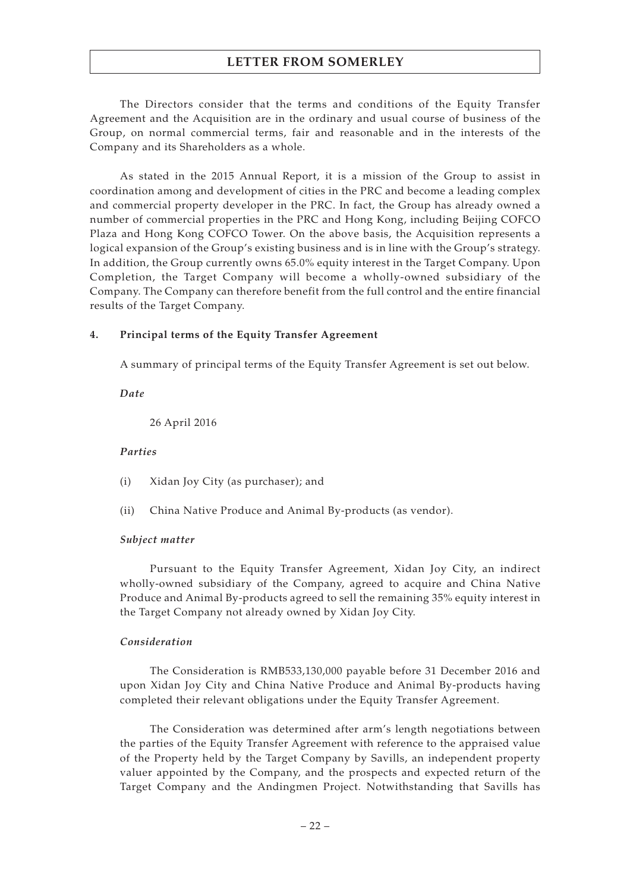The Directors consider that the terms and conditions of the Equity Transfer Agreement and the Acquisition are in the ordinary and usual course of business of the Group, on normal commercial terms, fair and reasonable and in the interests of the Company and its Shareholders as a whole.

As stated in the 2015 Annual Report, it is a mission of the Group to assist in coordination among and development of cities in the PRC and become a leading complex and commercial property developer in the PRC. In fact, the Group has already owned a number of commercial properties in the PRC and Hong Kong, including Beijing COFCO Plaza and Hong Kong COFCO Tower. On the above basis, the Acquisition represents a logical expansion of the Group's existing business and is in line with the Group's strategy. In addition, the Group currently owns 65.0% equity interest in the Target Company. Upon Completion, the Target Company will become a wholly-owned subsidiary of the Company. The Company can therefore benefit from the full control and the entire financial results of the Target Company.

## 4. Principal terms of the Equity Transfer Agreement

A summary of principal terms of the Equity Transfer Agreement is set out below.

*Date*

26 April 2016

*Parties*

(i) Xidan Joy City (as purchaser); and

(ii) China Native Produce and Animal By-products (as vendor).

*Subject matter*

Pursuant to the Equity Transfer Agreement, Xidan Joy City, an indirect wholly-owned subsidiary of the Company, agreed to acquire and China Native Produce and Animal By-products agreed to sell the remaining 35% equity interest in the Target Company not already owned by Xidan Joy City.

*Consideration*

The Consideration is RMB533,130,000 payable before 31 December 2016 and upon Xidan Joy City and China Native Produce and Animal By-products having completed their relevant obligations under the Equity Transfer Agreement.

The Consideration was determined after arm's length negotiations between the parties of the Equity Transfer Agreement with reference to the appraised value of the Property held by the Target Company by Savills, an independent property valuer appointed by the Company, and the prospects and expected return of the Target Company and the Andingmen Project. Notwithstanding that Savills has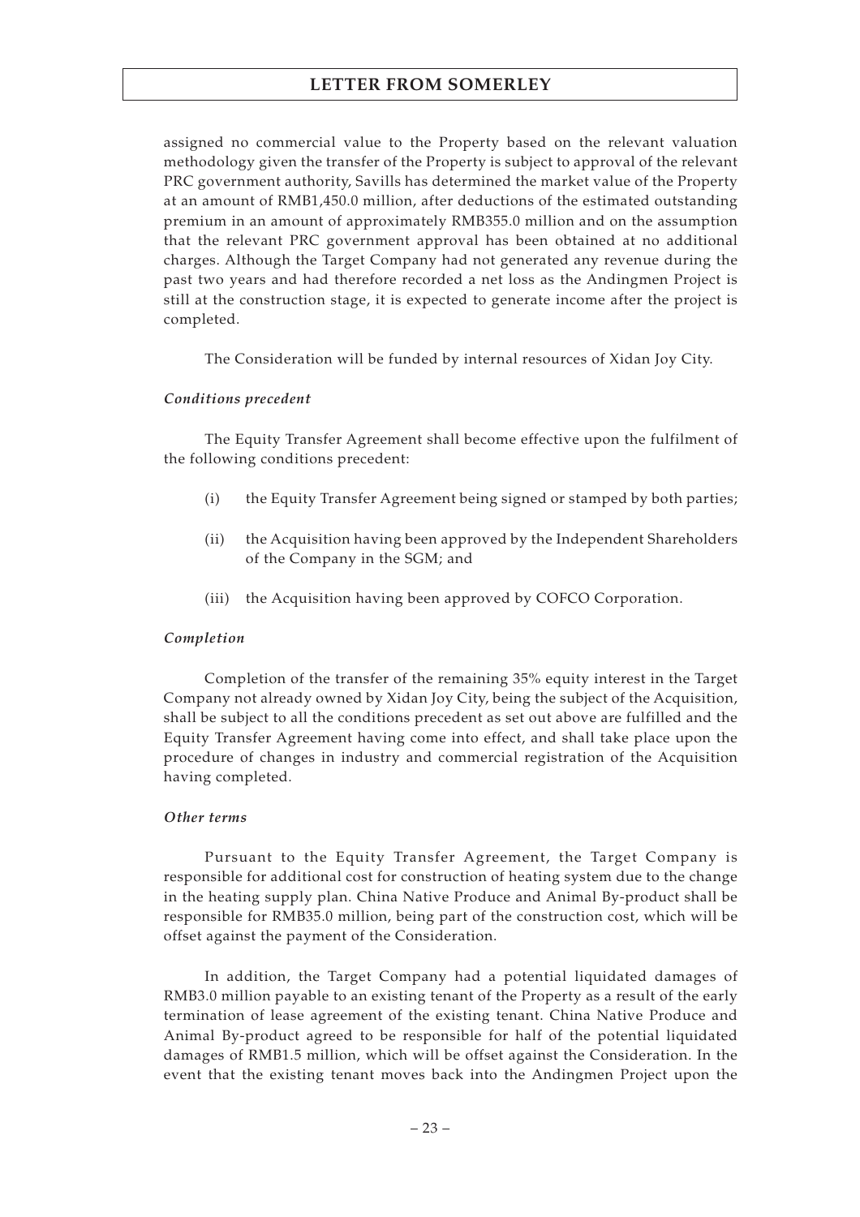assigned no commercial value to the Property based on the relevant valuation methodology given the transfer of the Property is subject to approval of the relevant PRC government authority, Savills has determined the market value of the Property at an amount of RMB1,450.0 million, after deductions of the estimated outstanding premium in an amount of approximately RMB355.0 million and on the assumption that the relevant PRC government approval has been obtained at no additional charges. Although the Target Company had not generated any revenue during the past two years and had therefore recorded a net loss as the Andingmen Project is still at the construction stage, it is expected to generate income after the project is completed.

The Consideration will be funded by internal resources of Xidan Joy City.

*Conditions precedent*

The Equity Transfer Agreement shall become effective upon the fulfilment of the following conditions precedent:

(i) the Equity Transfer Agreement being signed or stamped by both parties;

(ii) the Acquisition having been approved by the Independent Shareholders of the Company in the SGM; and

(iii) the Acquisition having been approved by COFCO Corporation.

*Completion*

Completion of the transfer of the remaining 35% equity interest in the Target Company not already owned by Xidan Joy City, being the subject of the Acquisition, shall be subject to all the conditions precedent as set out above are fulfilled and the Equity Transfer Agreement having come into effect, and shall take place upon the procedure of changes in industry and commercial registration of the Acquisition having completed.

*Other terms*

Pursuant to the Equity Transfer Agreement, the Target Company is responsible for additional cost for construction of heating system due to the change in the heating supply plan. China Native Produce and Animal By-product shall be responsible for RMB35.0 million, being part of the construction cost, which will be offset against the payment of the Consideration.

In addition, the Target Company had a potential liquidated damages of RMB3.0 million payable to an existing tenant of the Property as a result of the early termination of lease agreement of the existing tenant. China Native Produce and Animal By-product agreed to be responsible for half of the potential liquidated damages of RMB1.5 million, which will be offset against the Consideration. In the event that the existing tenant moves back into the Andingmen Project upon the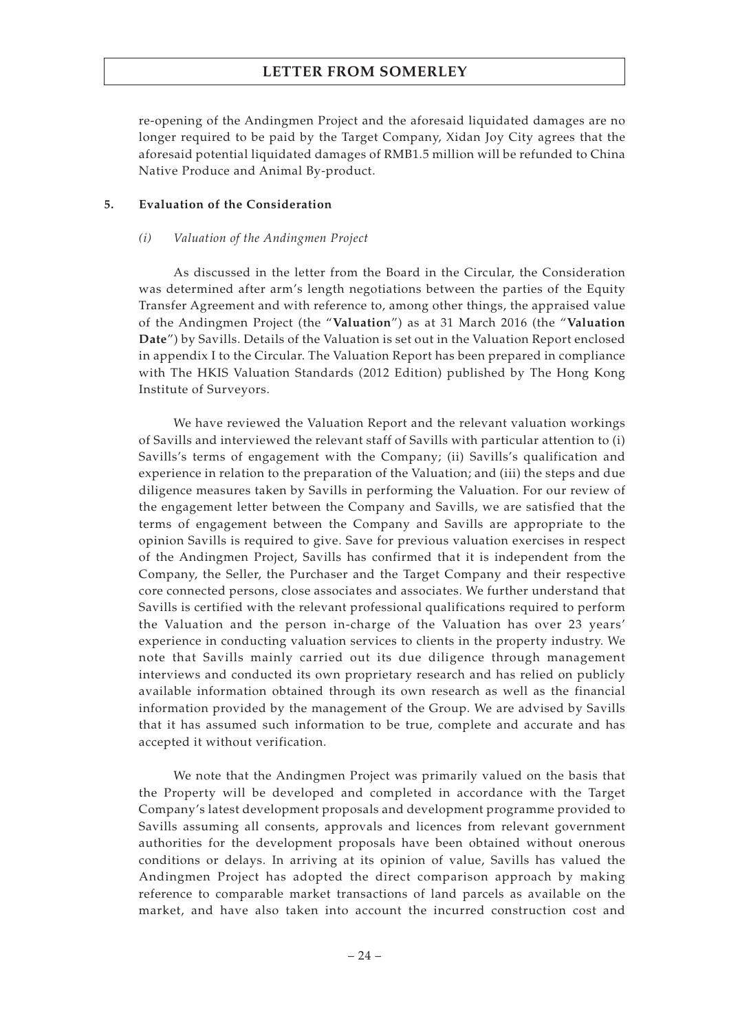re-opening of the Andingmen Project and the aforesaid liquidated damages are no longer required to be paid by the Target Company, Xidan Joy City agrees that the aforesaid potential liquidated damages of RMB1.5 million will be refunded to China Native Produce and Animal By-product.

## 5. Evaluation of the Consideration

### *(i) Valuation of the Andingmen Project*

As discussed in the letter from the Board in the Circular, the Consideration was determined after arm's length negotiations between the parties of the Equity Transfer Agreement and with reference to, among other things, the appraised value of the Andingmen Project (the "**Valuation**") as at 31 March 2016 (the "**Valuation Date**") by Savills. Details of the Valuation is set out in the Valuation Report enclosed in appendix I to the Circular. The Valuation Report has been prepared in compliance with The HKIS Valuation Standards (2012 Edition) published by The Hong Kong Institute of Surveyors.

We have reviewed the Valuation Report and the relevant valuation workings of Savills and interviewed the relevant staff of Savills with particular attention to (i) Savills's terms of engagement with the Company; (ii) Savills's qualification and experience in relation to the preparation of the Valuation; and (iii) the steps and due diligence measures taken by Savills in performing the Valuation. For our review of the engagement letter between the Company and Savills, we are satisfied that the terms of engagement between the Company and Savills are appropriate to the opinion Savills is required to give. Save for previous valuation exercises in respect of the Andingmen Project, Savills has confirmed that it is independent from the Company, the Seller, the Purchaser and the Target Company and their respective core connected persons, close associates and associates. We further understand that Savills is certified with the relevant professional qualifications required to perform the Valuation and the person in-charge of the Valuation has over 23 years' experience in conducting valuation services to clients in the property industry. We note that Savills mainly carried out its due diligence through management interviews and conducted its own proprietary research and has relied on publicly available information obtained through its own research as well as the financial information provided by the management of the Group. We are advised by Savills that it has assumed such information to be true, complete and accurate and has accepted it without verification.

We note that the Andingmen Project was primarily valued on the basis that the Property will be developed and completed in accordance with the Target Company's latest development proposals and development programme provided to Savills assuming all consents, approvals and licences from relevant government authorities for the development proposals have been obtained without onerous conditions or delays. In arriving at its opinion of value, Savills has valued the Andingmen Project has adopted the direct comparison approach by making reference to comparable market transactions of land parcels as available on the market, and have also taken into account the incurred construction cost and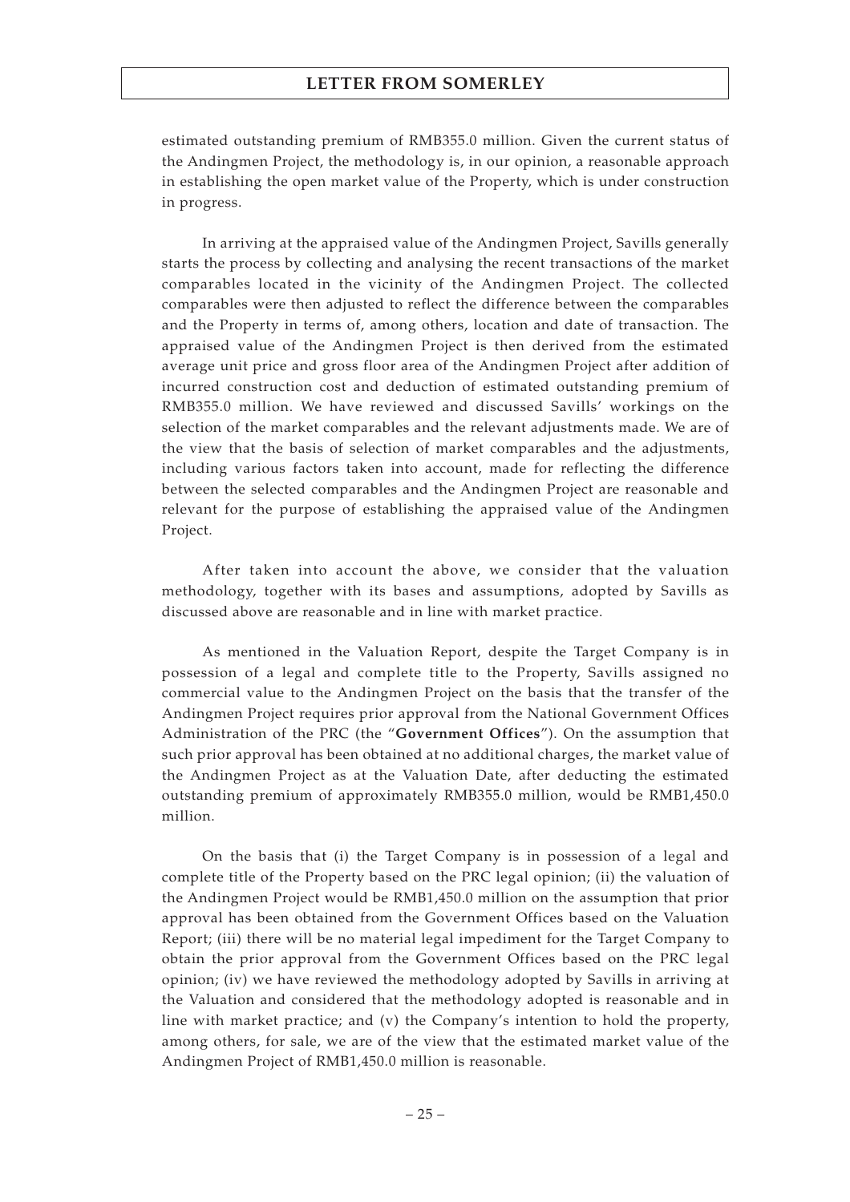estimated outstanding premium of RMB355.0 million. Given the current status of the Andingmen Project, the methodology is, in our opinion, a reasonable approach in establishing the open market value of the Property, which is under construction in progress.

In arriving at the appraised value of the Andingmen Project, Savills generally starts the process by collecting and analysing the recent transactions of the market comparables located in the vicinity of the Andingmen Project. The collected comparables were then adjusted to reflect the difference between the comparables and the Property in terms of, among others, location and date of transaction. The appraised value of the Andingmen Project is then derived from the estimated average unit price and gross floor area of the Andingmen Project after addition of incurred construction cost and deduction of estimated outstanding premium of RMB355.0 million. We have reviewed and discussed Savills' workings on the selection of the market comparables and the relevant adjustments made. We are of the view that the basis of selection of market comparables and the adjustments, including various factors taken into account, made for reflecting the difference between the selected comparables and the Andingmen Project are reasonable and relevant for the purpose of establishing the appraised value of the Andingmen Project.

After taken into account the above, we consider that the valuation methodology, together with its bases and assumptions, adopted by Savills as discussed above are reasonable and in line with market practice.

As mentioned in the Valuation Report, despite the Target Company is in possession of a legal and complete title to the Property, Savills assigned no commercial value to the Andingmen Project on the basis that the transfer of the Andingmen Project requires prior approval from the National Government Offices Administration of the PRC (the "**Government Offices**"). On the assumption that such prior approval has been obtained at no additional charges, the market value of the Andingmen Project as at the Valuation Date, after deducting the estimated outstanding premium of approximately RMB355.0 million, would be RMB1,450.0 million.

On the basis that (i) the Target Company is in possession of a legal and complete title of the Property based on the PRC legal opinion; (ii) the valuation of the Andingmen Project would be RMB1,450.0 million on the assumption that prior approval has been obtained from the Government Offices based on the Valuation Report; (iii) there will be no material legal impediment for the Target Company to obtain the prior approval from the Government Offices based on the PRC legal opinion; (iv) we have reviewed the methodology adopted by Savills in arriving at the Valuation and considered that the methodology adopted is reasonable and in line with market practice; and (v) the Company's intention to hold the property, among others, for sale, we are of the view that the estimated market value of the Andingmen Project of RMB1,450.0 million is reasonable.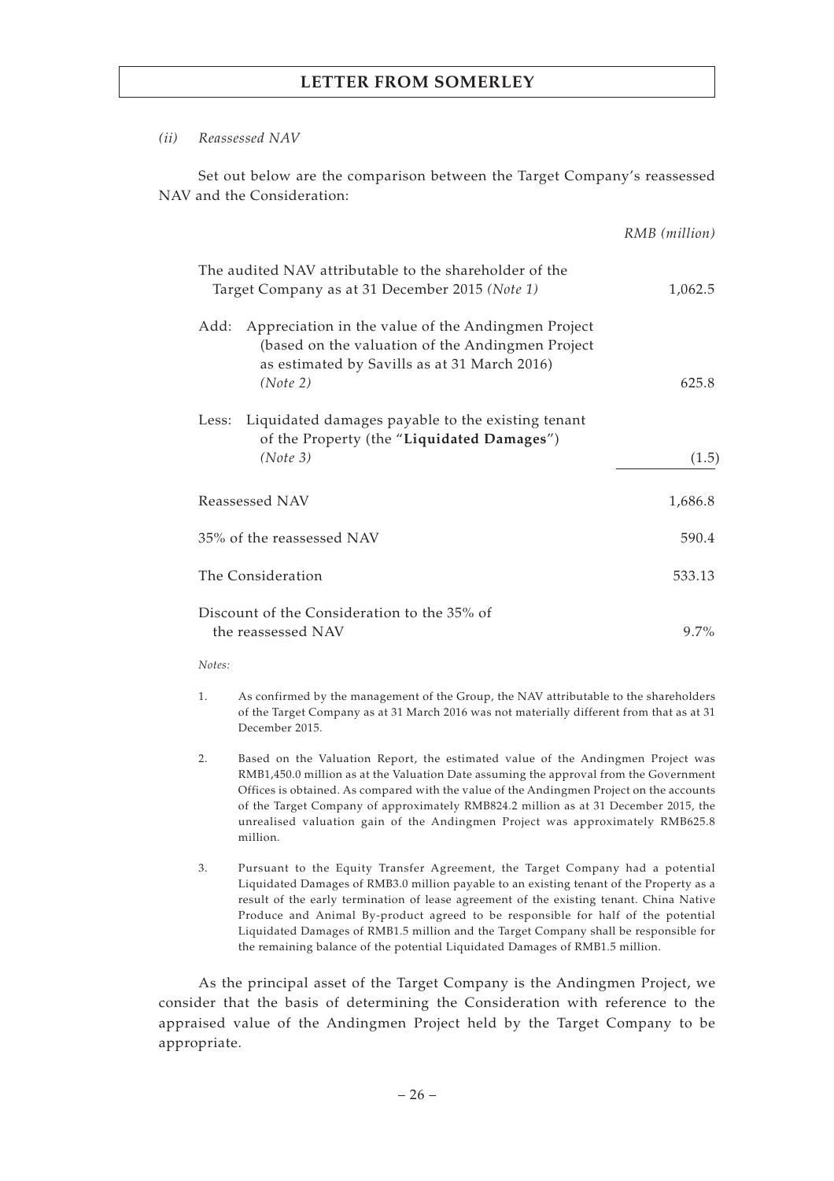*(ii) Reassessed NAV*

Set out below are the comparison between the Target Company's reassessed NAV and the Consideration:

| | *RMB (million)* |
|---|---|
| The audited NAV attributable to the shareholder of the Target Company as at 31 December 2015 *(Note 1)* | 1,062.5 |
| Add: Appreciation in the value of the Andingmen Project (based on the valuation of the Andingmen Project as estimated by Savills as at 31 March 2016) *(Note 2)* | 625.8 |
| Less: Liquidated damages payable to the existing tenant of the Property (the "**Liquidated Damages**") *(Note 3)* | (1.5) |
| Reassessed NAV | 1,686.8 |
| 35% of the reassessed NAV | 590.4 |
| The Consideration | 533.13 |
| Discount of the Consideration to the 35% of the reassessed NAV | 9.7% |

*Notes:*

1. As confirmed by the management of the Group, the NAV attributable to the shareholders of the Target Company as at 31 March 2016 was not materially different from that as at 31 December 2015.

2. Based on the Valuation Report, the estimated value of the Andingmen Project was RMB1,450.0 million as at the Valuation Date assuming the approval from the Government Offices is obtained. As compared with the value of the Andingmen Project on the accounts of the Target Company of approximately RMB824.2 million as at 31 December 2015, the unrealised valuation gain of the Andingmen Project was approximately RMB625.8 million.

3. Pursuant to the Equity Transfer Agreement, the Target Company had a potential Liquidated Damages of RMB3.0 million payable to an existing tenant of the Property as a result of the early termination of lease agreement of the existing tenant. China Native Produce and Animal By-product agreed to be responsible for half of the potential Liquidated Damages of RMB1.5 million and the Target Company shall be responsible for the remaining balance of the potential Liquidated Damages of RMB1.5 million.

As the principal asset of the Target Company is the Andingmen Project, we consider that the basis of determining the Consideration with reference to the appraised value of the Andingmen Project held by the Target Company to be appropriate.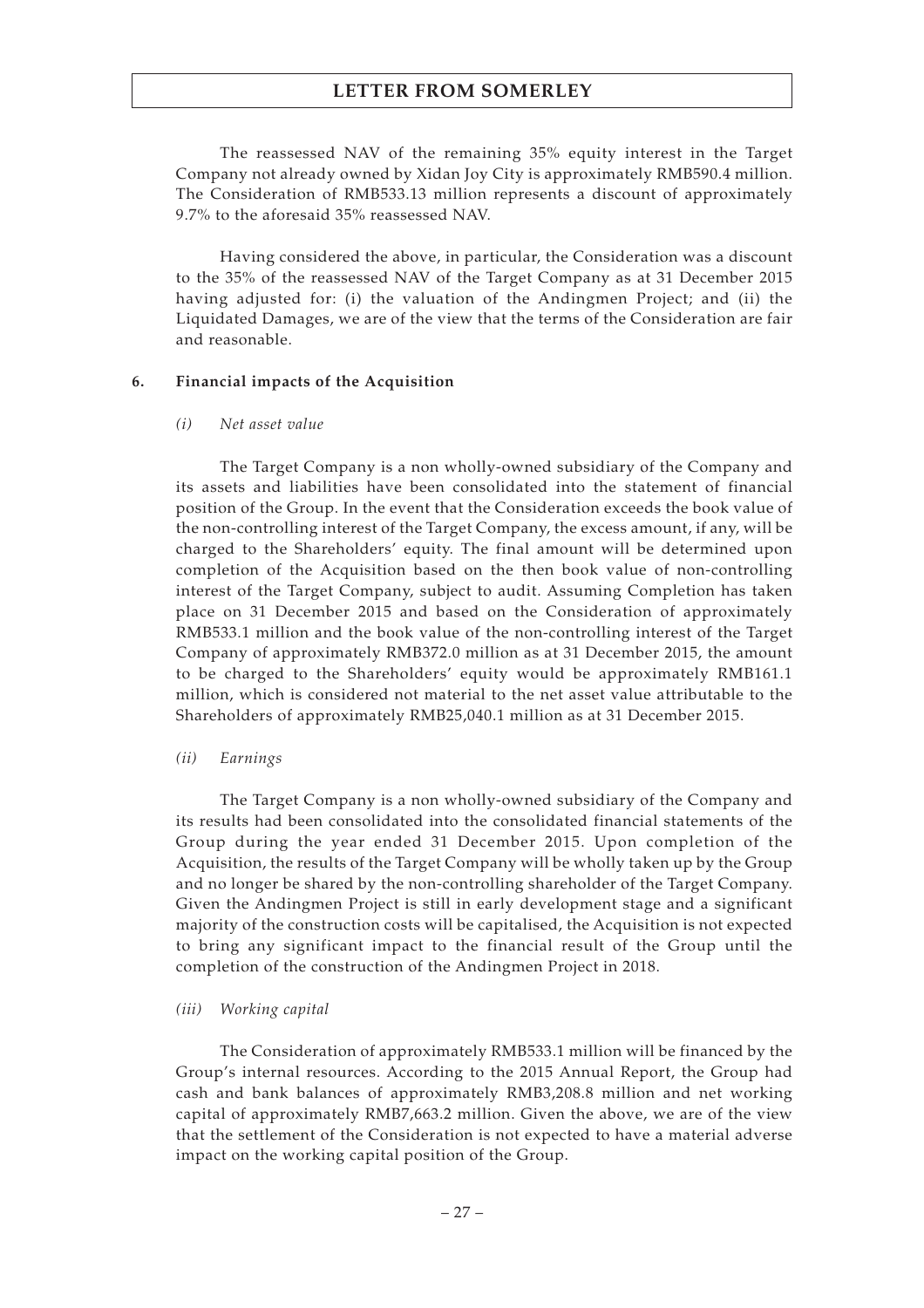The reassessed NAV of the remaining 35% equity interest in the Target Company not already owned by Xidan Joy City is approximately RMB590.4 million. The Consideration of RMB533.13 million represents a discount of approximately 9.7% to the aforesaid 35% reassessed NAV.

Having considered the above, in particular, the Consideration was a discount to the 35% of the reassessed NAV of the Target Company as at 31 December 2015 having adjusted for: (i) the valuation of the Andingmen Project; and (ii) the Liquidated Damages, we are of the view that the terms of the Consideration are fair and reasonable.

### 6. Financial impacts of the Acquisition

#### *(i) Net asset value*

The Target Company is a non wholly-owned subsidiary of the Company and its assets and liabilities have been consolidated into the statement of financial position of the Group. In the event that the Consideration exceeds the book value of the non-controlling interest of the Target Company, the excess amount, if any, will be charged to the Shareholders' equity. The final amount will be determined upon completion of the Acquisition based on the then book value of non-controlling interest of the Target Company, subject to audit. Assuming Completion has taken place on 31 December 2015 and based on the Consideration of approximately RMB533.1 million and the book value of the non-controlling interest of the Target Company of approximately RMB372.0 million as at 31 December 2015, the amount to be charged to the Shareholders' equity would be approximately RMB161.1 million, which is considered not material to the net asset value attributable to the Shareholders of approximately RMB25,040.1 million as at 31 December 2015.

#### *(ii) Earnings*

The Target Company is a non wholly-owned subsidiary of the Company and its results had been consolidated into the consolidated financial statements of the Group during the year ended 31 December 2015. Upon completion of the Acquisition, the results of the Target Company will be wholly taken up by the Group and no longer be shared by the non-controlling shareholder of the Target Company. Given the Andingmen Project is still in early development stage and a significant majority of the construction costs will be capitalised, the Acquisition is not expected to bring any significant impact to the financial result of the Group until the completion of the construction of the Andingmen Project in 2018.

#### *(iii) Working capital*

The Consideration of approximately RMB533.1 million will be financed by the Group's internal resources. According to the 2015 Annual Report, the Group had cash and bank balances of approximately RMB3,208.8 million and net working capital of approximately RMB7,663.2 million. Given the above, we are of the view that the settlement of the Consideration is not expected to have a material adverse impact on the working capital position of the Group.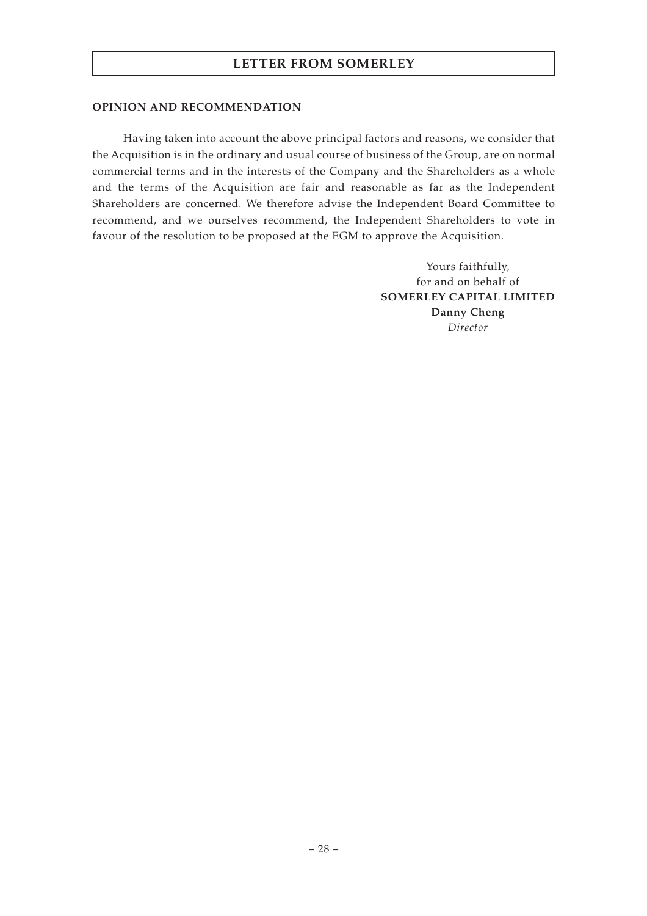**OPINION AND RECOMMENDATION**

Having taken into account the above principal factors and reasons, we consider that the Acquisition is in the ordinary and usual course of business of the Group, are on normal commercial terms and in the interests of the Company and the Shareholders as a whole and the terms of the Acquisition are fair and reasonable as far as the Independent Shareholders are concerned. We therefore advise the Independent Board Committee to recommend, and we ourselves recommend, the Independent Shareholders to vote in favour of the resolution to be proposed at the EGM to approve the Acquisition.

Yours faithfully,
for and on behalf of
**SOMERLEY CAPITAL LIMITED**
**Danny Cheng**
*Director*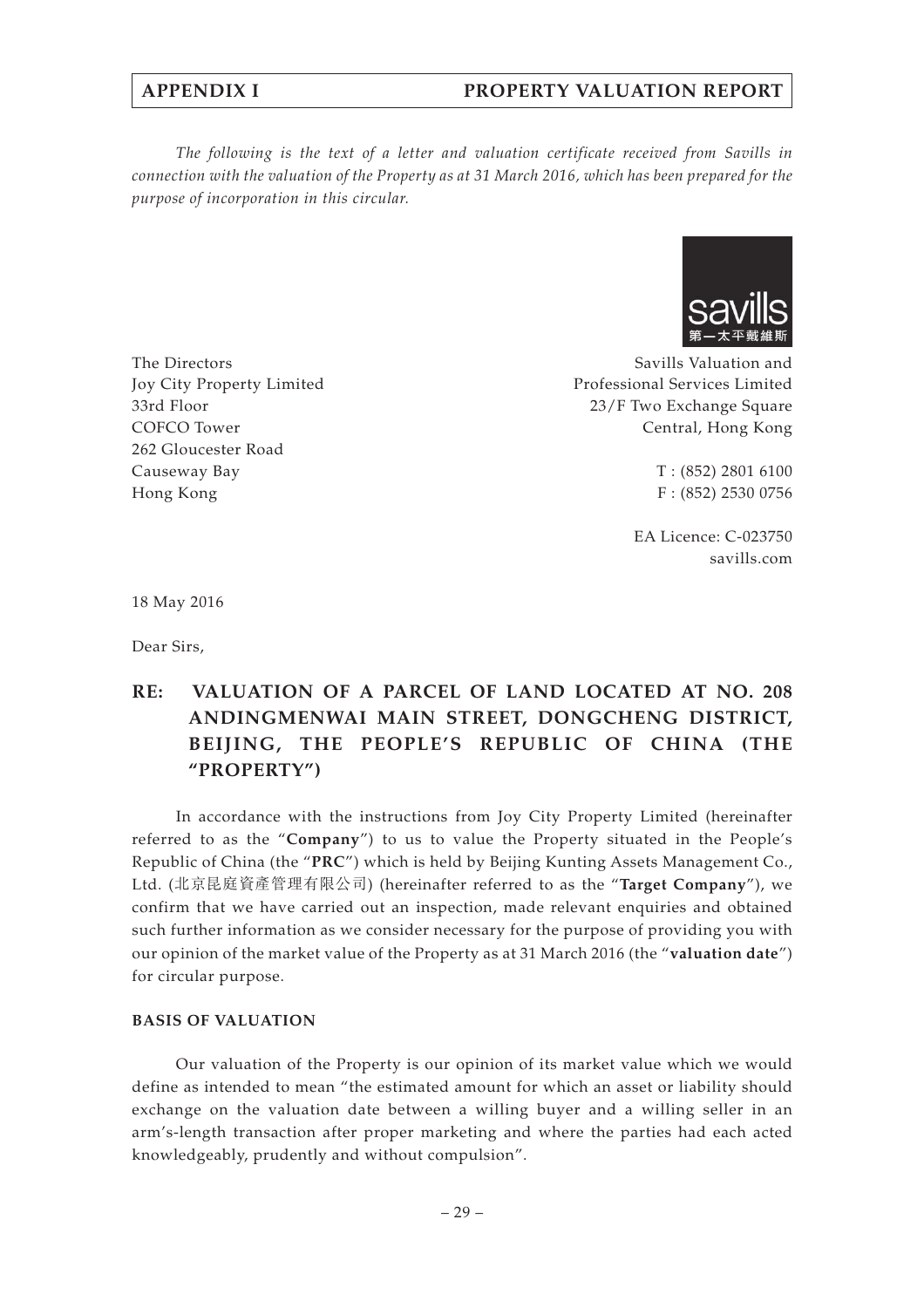*The following is the text of a letter and valuation certificate received from Savills in connection with the valuation of the Property as at 31 March 2016, which has been prepared for the purpose of incorporation in this circular.*

The Directors
Joy City Property Limited
33rd Floor
COFCO Tower
262 Gloucester Road
Causeway Bay
Hong Kong

Savills Valuation and
Professional Services Limited
23/F Two Exchange Square
Central, Hong Kong

T : (852) 2801 6100
F : (852) 2530 0756

EA Licence: C-023750
savills.com

18 May 2016

Dear Sirs,

## RE: VALUATION OF A PARCEL OF LAND LOCATED AT NO. 208 ANDINGMENWAI MAIN STREET, DONGCHENG DISTRICT, BEIJING, THE PEOPLE'S REPUBLIC OF CHINA (THE "PROPERTY")

In accordance with the instructions from Joy City Property Limited (hereinafter referred to as the "**Company**") to us to value the Property situated in the People's Republic of China (the "**PRC**") which is held by Beijing Kunting Assets Management Co., Ltd. (北京昆庭資產管理有限公司) (hereinafter referred to as the "**Target Company**"), we confirm that we have carried out an inspection, made relevant enquiries and obtained such further information as we consider necessary for the purpose of providing you with our opinion of the market value of the Property as at 31 March 2016 (the "**valuation date**") for circular purpose.

### BASIS OF VALUATION

Our valuation of the Property is our opinion of its market value which we would define as intended to mean "the estimated amount for which an asset or liability should exchange on the valuation date between a willing buyer and a willing seller in an arm's-length transaction after proper marketing and where the parties had each acted knowledgeably, prudently and without compulsion".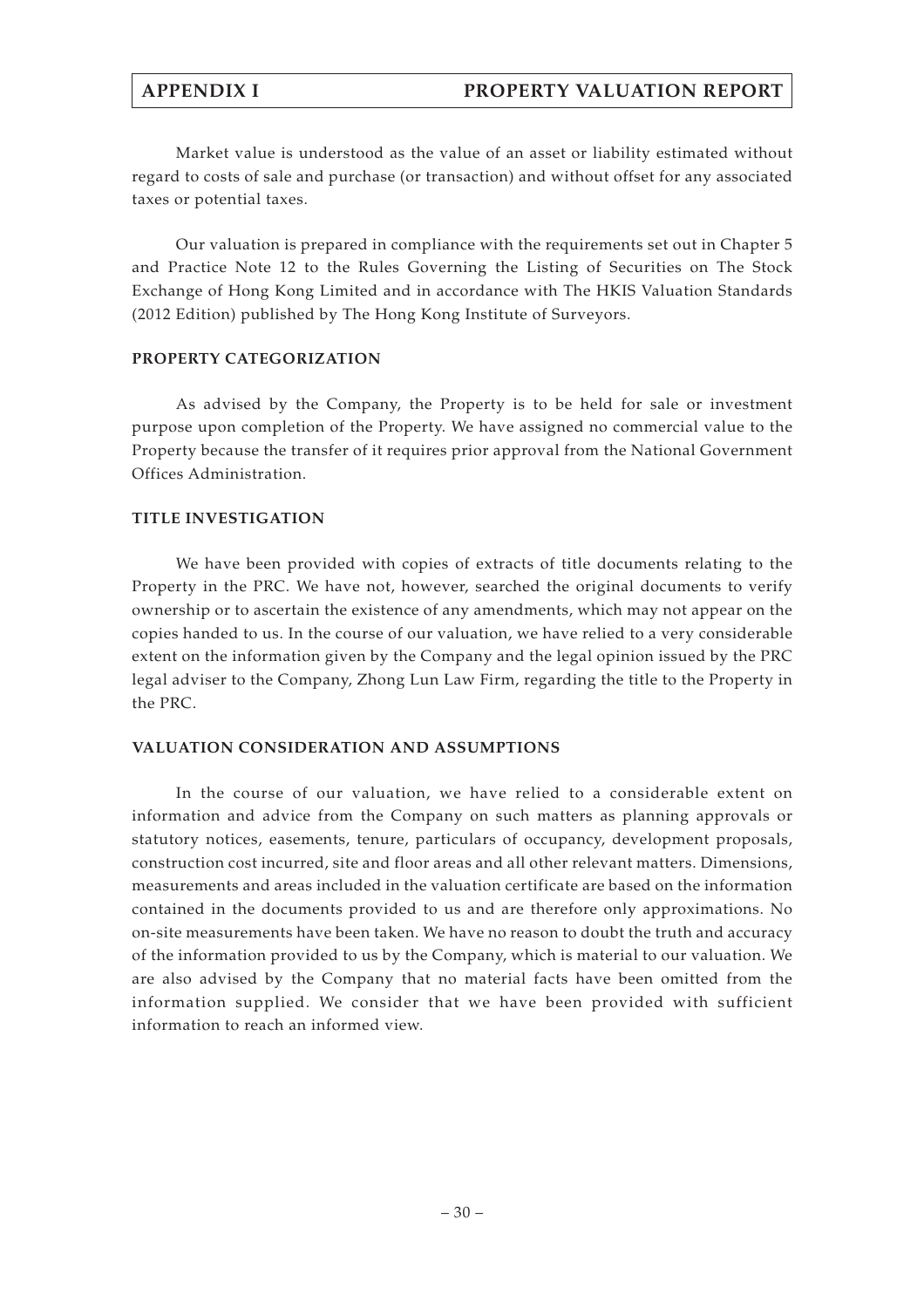Market value is understood as the value of an asset or liability estimated without regard to costs of sale and purchase (or transaction) and without offset for any associated taxes or potential taxes.

Our valuation is prepared in compliance with the requirements set out in Chapter 5 and Practice Note 12 to the Rules Governing the Listing of Securities on The Stock Exchange of Hong Kong Limited and in accordance with The HKIS Valuation Standards (2012 Edition) published by The Hong Kong Institute of Surveyors.

**PROPERTY CATEGORIZATION**

As advised by the Company, the Property is to be held for sale or investment purpose upon completion of the Property. We have assigned no commercial value to the Property because the transfer of it requires prior approval from the National Government Offices Administration.

**TITLE INVESTIGATION**

We have been provided with copies of extracts of title documents relating to the Property in the PRC. We have not, however, searched the original documents to verify ownership or to ascertain the existence of any amendments, which may not appear on the copies handed to us. In the course of our valuation, we have relied to a very considerable extent on the information given by the Company and the legal opinion issued by the PRC legal adviser to the Company, Zhong Lun Law Firm, regarding the title to the Property in the PRC.

**VALUATION CONSIDERATION AND ASSUMPTIONS**

In the course of our valuation, we have relied to a considerable extent on information and advice from the Company on such matters as planning approvals or statutory notices, easements, tenure, particulars of occupancy, development proposals, construction cost incurred, site and floor areas and all other relevant matters. Dimensions, measurements and areas included in the valuation certificate are based on the information contained in the documents provided to us and are therefore only approximations. No on-site measurements have been taken. We have no reason to doubt the truth and accuracy of the information provided to us by the Company, which is material to our valuation. We are also advised by the Company that no material facts have been omitted from the information supplied. We consider that we have been provided with sufficient information to reach an informed view.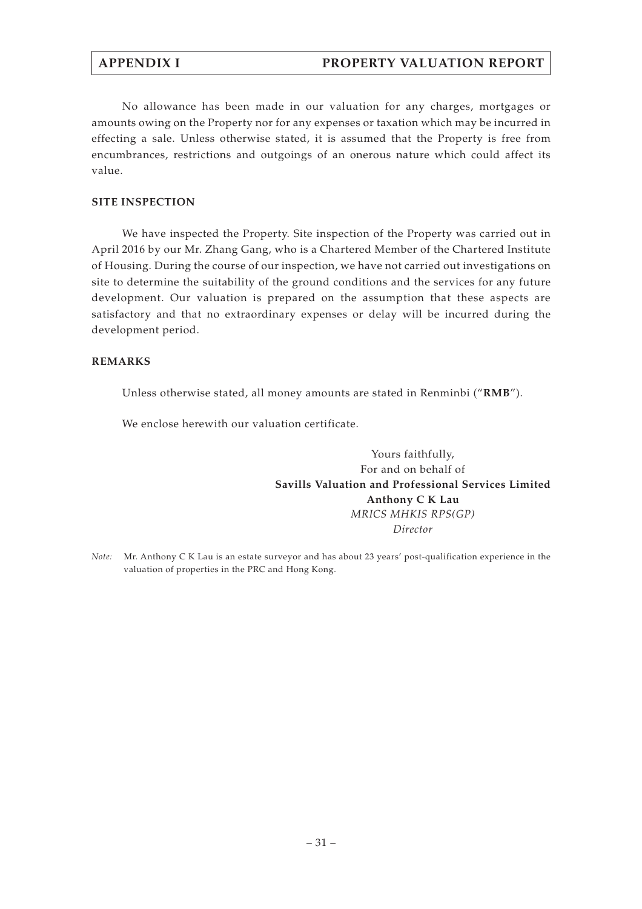No allowance has been made in our valuation for any charges, mortgages or amounts owing on the Property nor for any expenses or taxation which may be incurred in effecting a sale. Unless otherwise stated, it is assumed that the Property is free from encumbrances, restrictions and outgoings of an onerous nature which could affect its value.

## SITE INSPECTION

We have inspected the Property. Site inspection of the Property was carried out in April 2016 by our Mr. Zhang Gang, who is a Chartered Member of the Chartered Institute of Housing. During the course of our inspection, we have not carried out investigations on site to determine the suitability of the ground conditions and the services for any future development. Our valuation is prepared on the assumption that these aspects are satisfactory and that no extraordinary expenses or delay will be incurred during the development period.

## REMARKS

Unless otherwise stated, all money amounts are stated in Renminbi ("**RMB**").

We enclose herewith our valuation certificate.

Yours faithfully,
For and on behalf of
**Savills Valuation and Professional Services Limited**
**Anthony C K Lau**
*MRICS MHKIS RPS(GP)*
*Director*

*Note:* Mr. Anthony C K Lau is an estate surveyor and has about 23 years' post-qualification experience in the valuation of properties in the PRC and Hong Kong.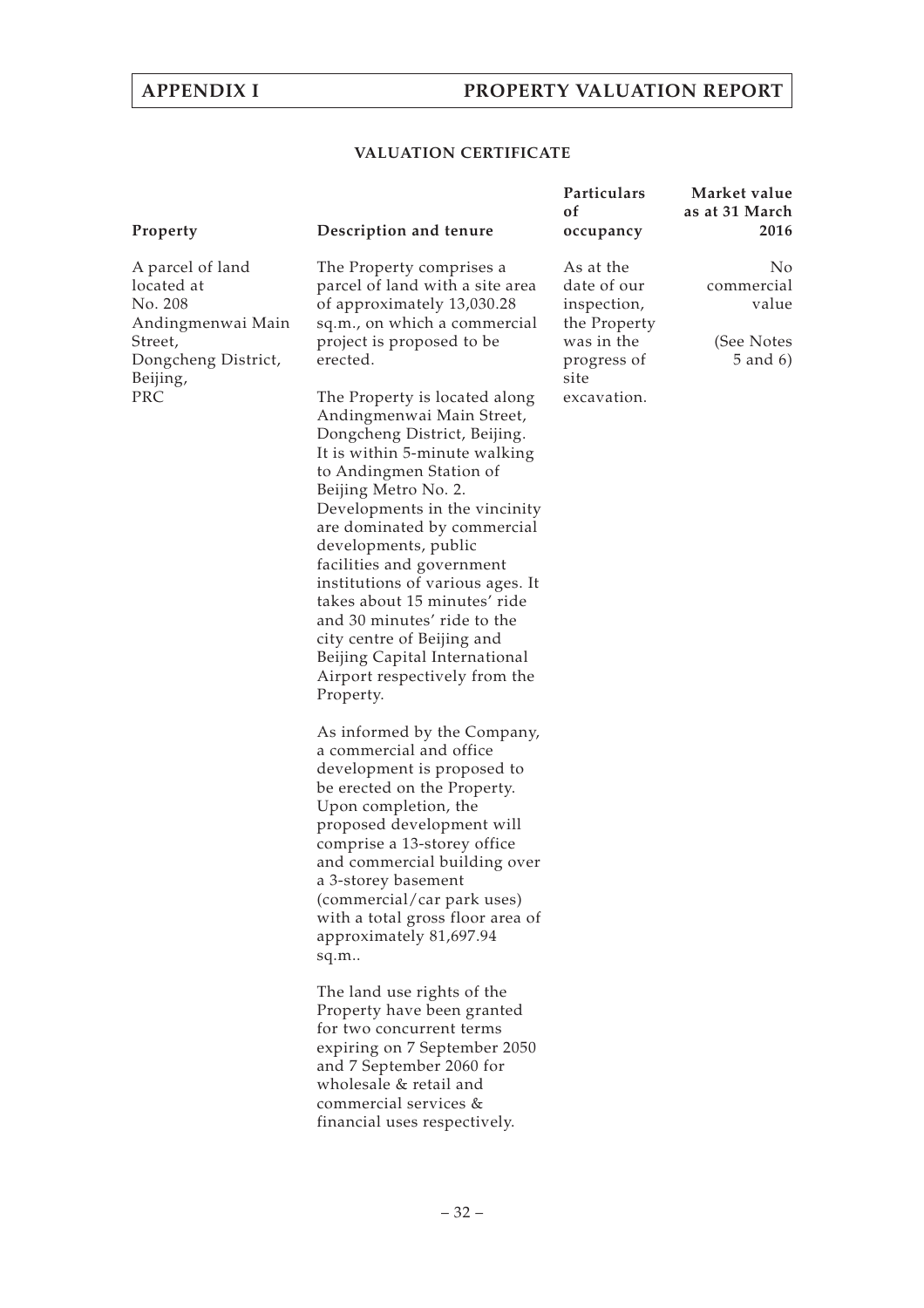## VALUATION CERTIFICATE

| Property | Description and tenure | Particulars of occupancy | Market value as at 31 March 2016 |
|---|---|---|---|
| A parcel of land located at No. 208 Andingmenwai Main Street, Dongcheng District, Beijing, PRC | The Property comprises a parcel of land with a site area of approximately 13,030.28 sq.m., on which a commercial project is proposed to be erected.<br><br>The Property is located along Andingmenwai Main Street, Dongcheng District, Beijing. It is within 5-minute walking to Andingmen Station of Beijing Metro No. 2. Developments in the vincinity are dominated by commercial developments, public facilities and government institutions of various ages. It takes about 15 minutes' ride and 30 minutes' ride to the city centre of Beijing and Beijing Capital International Airport respectively from the Property.<br><br>As informed by the Company, a commercial and office development is proposed to be erected on the Property. Upon completion, the proposed development will comprise a 13-storey office and commercial building over a 3-storey basement (commercial/car park uses) with a total gross floor area of approximately 81,697.94 sq.m..<br><br>The land use rights of the Property have been granted for two concurrent terms expiring on 7 September 2050 and 7 September 2060 for wholesale & retail and commercial services & financial uses respectively. | As at the date of our inspection, the Property was in the progress of site excavation. | No commercial value<br><br>(See Notes 5 and 6) |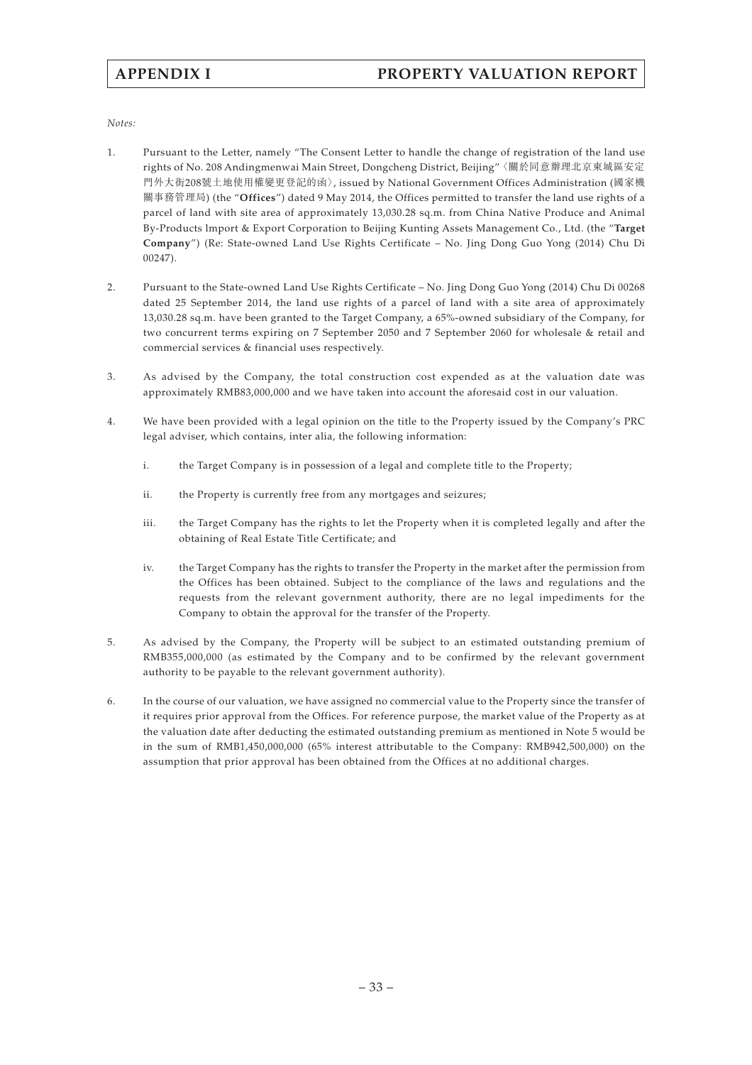*Notes:*

1. Pursuant to the Letter, namely "The Consent Letter to handle the change of registration of the land use rights of No. 208 Andingmenwai Main Street, Dongcheng District, Beijing"〈關於同意辦理北京東城區安定門外大街208號土地使用權變更登記的函〉, issued by National Government Offices Administration (國家機關事務管理局) (the "**Offices**") dated 9 May 2014, the Offices permitted to transfer the land use rights of a parcel of land with site area of approximately 13,030.28 sq.m. from China Native Produce and Animal By-Products lmport & Export Corporation to Beijing Kunting Assets Management Co., Ltd. (the "**Target Company**") (Re: State-owned Land Use Rights Certificate – No. Jing Dong Guo Yong (2014) Chu Di 00247).

2. Pursuant to the State-owned Land Use Rights Certificate – No. Jing Dong Guo Yong (2014) Chu Di 00268 dated 25 September 2014, the land use rights of a parcel of land with a site area of approximately 13,030.28 sq.m. have been granted to the Target Company, a 65%-owned subsidiary of the Company, for two concurrent terms expiring on 7 September 2050 and 7 September 2060 for wholesale & retail and commercial services & financial uses respectively.

3. As advised by the Company, the total construction cost expended as at the valuation date was approximately RMB83,000,000 and we have taken into account the aforesaid cost in our valuation.

4. We have been provided with a legal opinion on the title to the Property issued by the Company's PRC legal adviser, which contains, inter alia, the following information:

   i. the Target Company is in possession of a legal and complete title to the Property;

   ii. the Property is currently free from any mortgages and seizures;

   iii. the Target Company has the rights to let the Property when it is completed legally and after the obtaining of Real Estate Title Certificate; and

   iv. the Target Company has the rights to transfer the Property in the market after the permission from the Offices has been obtained. Subject to the compliance of the laws and regulations and the requests from the relevant government authority, there are no legal impediments for the Company to obtain the approval for the transfer of the Property.

5. As advised by the Company, the Property will be subject to an estimated outstanding premium of RMB355,000,000 (as estimated by the Company and to be confirmed by the relevant government authority to be payable to the relevant government authority).

6. In the course of our valuation, we have assigned no commercial value to the Property since the transfer of it requires prior approval from the Offices. For reference purpose, the market value of the Property as at the valuation date after deducting the estimated outstanding premium as mentioned in Note 5 would be in the sum of RMB1,450,000,000 (65% interest attributable to the Company: RMB942,500,000) on the assumption that prior approval has been obtained from the Offices at no additional charges.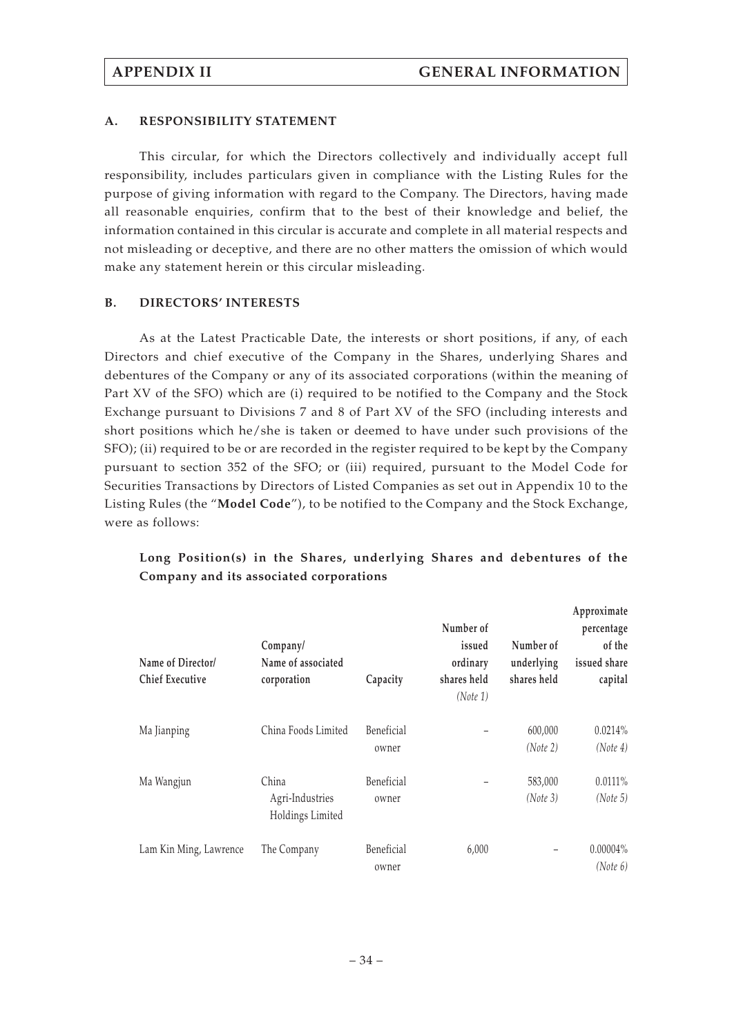## APPENDIX II GENERAL INFORMATION

### A. RESPONSIBILITY STATEMENT

This circular, for which the Directors collectively and individually accept full responsibility, includes particulars given in compliance with the Listing Rules for the purpose of giving information with regard to the Company. The Directors, having made all reasonable enquiries, confirm that to the best of their knowledge and belief, the information contained in this circular is accurate and complete in all material respects and not misleading or deceptive, and there are no other matters the omission of which would make any statement herein or this circular misleading.

### B. DIRECTORS' INTERESTS

As at the Latest Practicable Date, the interests or short positions, if any, of each Directors and chief executive of the Company in the Shares, underlying Shares and debentures of the Company or any of its associated corporations (within the meaning of Part XV of the SFO) which are (i) required to be notified to the Company and the Stock Exchange pursuant to Divisions 7 and 8 of Part XV of the SFO (including interests and short positions which he/she is taken or deemed to have under such provisions of the SFO); (ii) required to be or are recorded in the register required to be kept by the Company pursuant to section 352 of the SFO; or (iii) required, pursuant to the Model Code for Securities Transactions by Directors of Listed Companies as set out in Appendix 10 to the Listing Rules (the "**Model Code**"), to be notified to the Company and the Stock Exchange, were as follows:

**Long Position(s) in the Shares, underlying Shares and debentures of the Company and its associated corporations**

| Name of Director/ Chief Executive | Company/ Name of associated corporation | Capacity | Number of issued ordinary shares held *(Note 1)* | Number of underlying shares held | Approximate percentage of the issued share capital |
|---|---|---|---|---|---|
| Ma Jianping | China Foods Limited | Beneficial owner | – | 600,000 *(Note 2)* | 0.0214% *(Note 4)* |
| Ma Wangjun | China Agri-Industries Holdings Limited | Beneficial owner | – | 583,000 *(Note 3)* | 0.0111% *(Note 5)* |
| Lam Kin Ming, Lawrence | The Company | Beneficial owner | 6,000 | – | 0.00004% *(Note 6)* |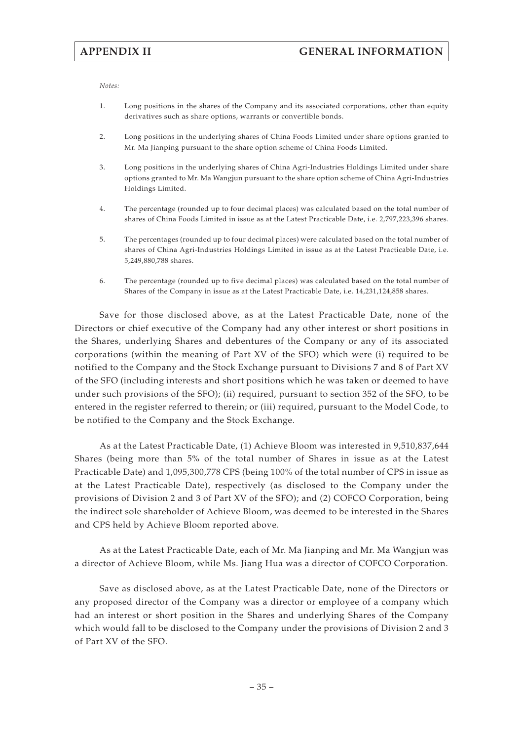*Notes:*

1. Long positions in the shares of the Company and its associated corporations, other than equity derivatives such as share options, warrants or convertible bonds.

2. Long positions in the underlying shares of China Foods Limited under share options granted to Mr. Ma Jianping pursuant to the share option scheme of China Foods Limited.

3. Long positions in the underlying shares of China Agri-Industries Holdings Limited under share options granted to Mr. Ma Wangjun pursuant to the share option scheme of China Agri-Industries Holdings Limited.

4. The percentage (rounded up to four decimal places) was calculated based on the total number of shares of China Foods Limited in issue as at the Latest Practicable Date, i.e. 2,797,223,396 shares.

5. The percentages (rounded up to four decimal places) were calculated based on the total number of shares of China Agri-Industries Holdings Limited in issue as at the Latest Practicable Date, i.e. 5,249,880,788 shares.

6. The percentage (rounded up to five decimal places) was calculated based on the total number of Shares of the Company in issue as at the Latest Practicable Date, i.e. 14,231,124,858 shares.

Save for those disclosed above, as at the Latest Practicable Date, none of the Directors or chief executive of the Company had any other interest or short positions in the Shares, underlying Shares and debentures of the Company or any of its associated corporations (within the meaning of Part XV of the SFO) which were (i) required to be notified to the Company and the Stock Exchange pursuant to Divisions 7 and 8 of Part XV of the SFO (including interests and short positions which he was taken or deemed to have under such provisions of the SFO); (ii) required, pursuant to section 352 of the SFO, to be entered in the register referred to therein; or (iii) required, pursuant to the Model Code, to be notified to the Company and the Stock Exchange.

As at the Latest Practicable Date, (1) Achieve Bloom was interested in 9,510,837,644 Shares (being more than 5% of the total number of Shares in issue as at the Latest Practicable Date) and 1,095,300,778 CPS (being 100% of the total number of CPS in issue as at the Latest Practicable Date), respectively (as disclosed to the Company under the provisions of Division 2 and 3 of Part XV of the SFO); and (2) COFCO Corporation, being the indirect sole shareholder of Achieve Bloom, was deemed to be interested in the Shares and CPS held by Achieve Bloom reported above.

As at the Latest Practicable Date, each of Mr. Ma Jianping and Mr. Ma Wangjun was a director of Achieve Bloom, while Ms. Jiang Hua was a director of COFCO Corporation.

Save as disclosed above, as at the Latest Practicable Date, none of the Directors or any proposed director of the Company was a director or employee of a company which had an interest or short position in the Shares and underlying Shares of the Company which would fall to be disclosed to the Company under the provisions of Division 2 and 3 of Part XV of the SFO.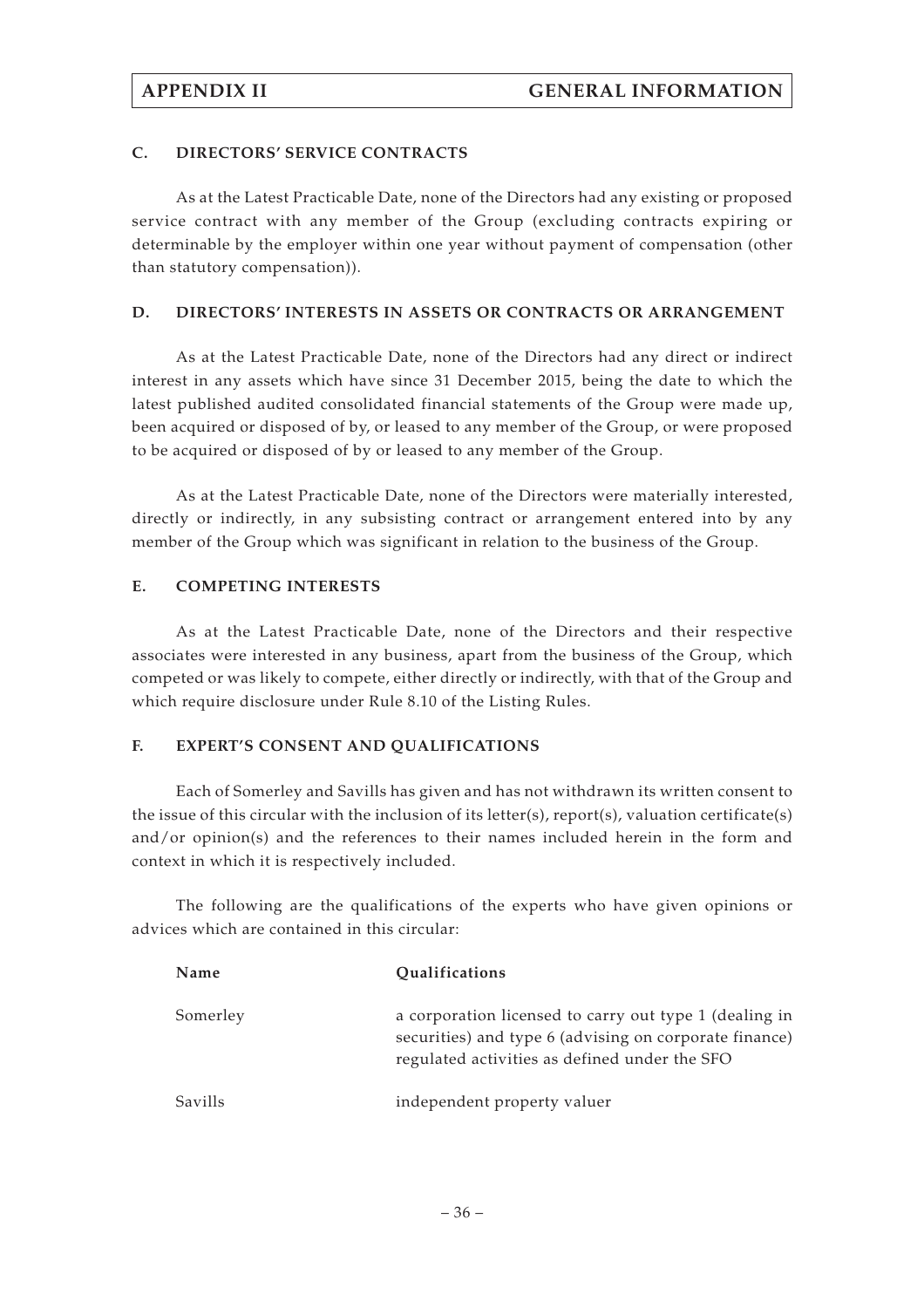### C. DIRECTORS' SERVICE CONTRACTS

As at the Latest Practicable Date, none of the Directors had any existing or proposed service contract with any member of the Group (excluding contracts expiring or determinable by the employer within one year without payment of compensation (other than statutory compensation)).

### D. DIRECTORS' INTERESTS IN ASSETS OR CONTRACTS OR ARRANGEMENT

As at the Latest Practicable Date, none of the Directors had any direct or indirect interest in any assets which have since 31 December 2015, being the date to which the latest published audited consolidated financial statements of the Group were made up, been acquired or disposed of by, or leased to any member of the Group, or were proposed to be acquired or disposed of by or leased to any member of the Group.

As at the Latest Practicable Date, none of the Directors were materially interested, directly or indirectly, in any subsisting contract or arrangement entered into by any member of the Group which was significant in relation to the business of the Group.

### E. COMPETING INTERESTS

As at the Latest Practicable Date, none of the Directors and their respective associates were interested in any business, apart from the business of the Group, which competed or was likely to compete, either directly or indirectly, with that of the Group and which require disclosure under Rule 8.10 of the Listing Rules.

### F. EXPERT'S CONSENT AND QUALIFICATIONS

Each of Somerley and Savills has given and has not withdrawn its written consent to the issue of this circular with the inclusion of its letter(s), report(s), valuation certificate(s) and/or opinion(s) and the references to their names included herein in the form and context in which it is respectively included.

The following are the qualifications of the experts who have given opinions or advices which are contained in this circular:

| Name | Qualifications |
|---|---|
| Somerley | a corporation licensed to carry out type 1 (dealing in securities) and type 6 (advising on corporate finance) regulated activities as defined under the SFO |
| Savills | independent property valuer |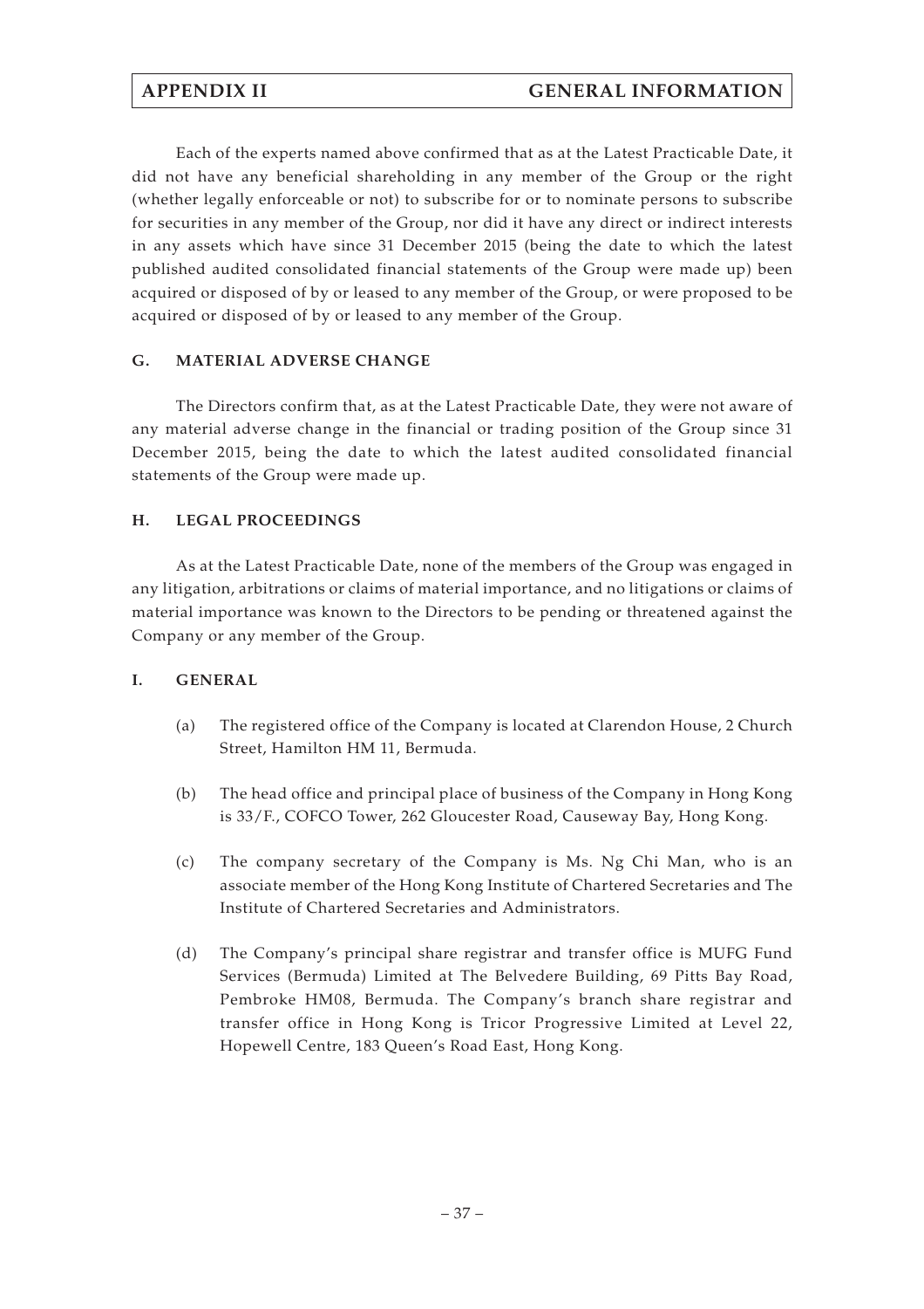Each of the experts named above confirmed that as at the Latest Practicable Date, it did not have any beneficial shareholding in any member of the Group or the right (whether legally enforceable or not) to subscribe for or to nominate persons to subscribe for securities in any member of the Group, nor did it have any direct or indirect interests in any assets which have since 31 December 2015 (being the date to which the latest published audited consolidated financial statements of the Group were made up) been acquired or disposed of by or leased to any member of the Group, or were proposed to be acquired or disposed of by or leased to any member of the Group.

## G. MATERIAL ADVERSE CHANGE

The Directors confirm that, as at the Latest Practicable Date, they were not aware of any material adverse change in the financial or trading position of the Group since 31 December 2015, being the date to which the latest audited consolidated financial statements of the Group were made up.

## H. LEGAL PROCEEDINGS

As at the Latest Practicable Date, none of the members of the Group was engaged in any litigation, arbitrations or claims of material importance, and no litigations or claims of material importance was known to the Directors to be pending or threatened against the Company or any member of the Group.

## I. GENERAL

(a) The registered office of the Company is located at Clarendon House, 2 Church Street, Hamilton HM 11, Bermuda.

(b) The head office and principal place of business of the Company in Hong Kong is 33/F., COFCO Tower, 262 Gloucester Road, Causeway Bay, Hong Kong.

(c) The company secretary of the Company is Ms. Ng Chi Man, who is an associate member of the Hong Kong Institute of Chartered Secretaries and The Institute of Chartered Secretaries and Administrators.

(d) The Company's principal share registrar and transfer office is MUFG Fund Services (Bermuda) Limited at The Belvedere Building, 69 Pitts Bay Road, Pembroke HM08, Bermuda. The Company's branch share registrar and transfer office in Hong Kong is Tricor Progressive Limited at Level 22, Hopewell Centre, 183 Queen's Road East, Hong Kong.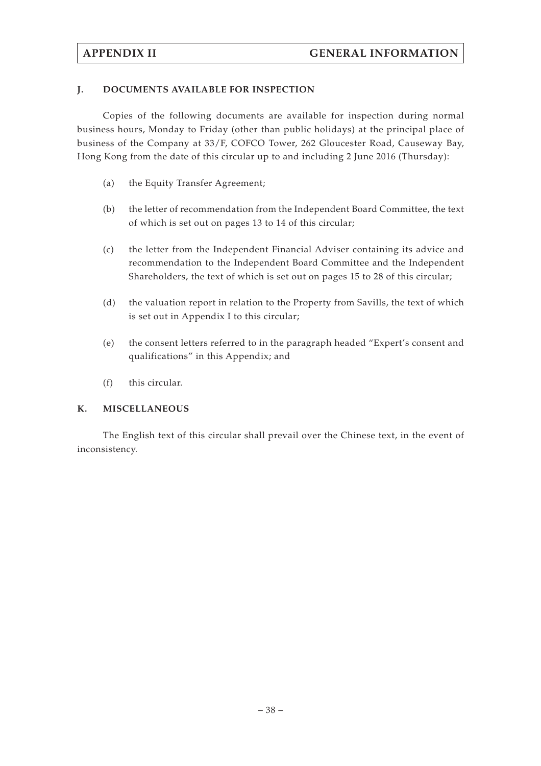## J. DOCUMENTS AVAILABLE FOR INSPECTION

Copies of the following documents are available for inspection during normal business hours, Monday to Friday (other than public holidays) at the principal place of business of the Company at 33/F, COFCO Tower, 262 Gloucester Road, Causeway Bay, Hong Kong from the date of this circular up to and including 2 June 2016 (Thursday):

(a) the Equity Transfer Agreement;

(b) the letter of recommendation from the Independent Board Committee, the text of which is set out on pages 13 to 14 of this circular;

(c) the letter from the Independent Financial Adviser containing its advice and recommendation to the Independent Board Committee and the Independent Shareholders, the text of which is set out on pages 15 to 28 of this circular;

(d) the valuation report in relation to the Property from Savills, the text of which is set out in Appendix I to this circular;

(e) the consent letters referred to in the paragraph headed "Expert's consent and qualifications" in this Appendix; and

(f) this circular.

## K. MISCELLANEOUS

The English text of this circular shall prevail over the Chinese text, in the event of inconsistency.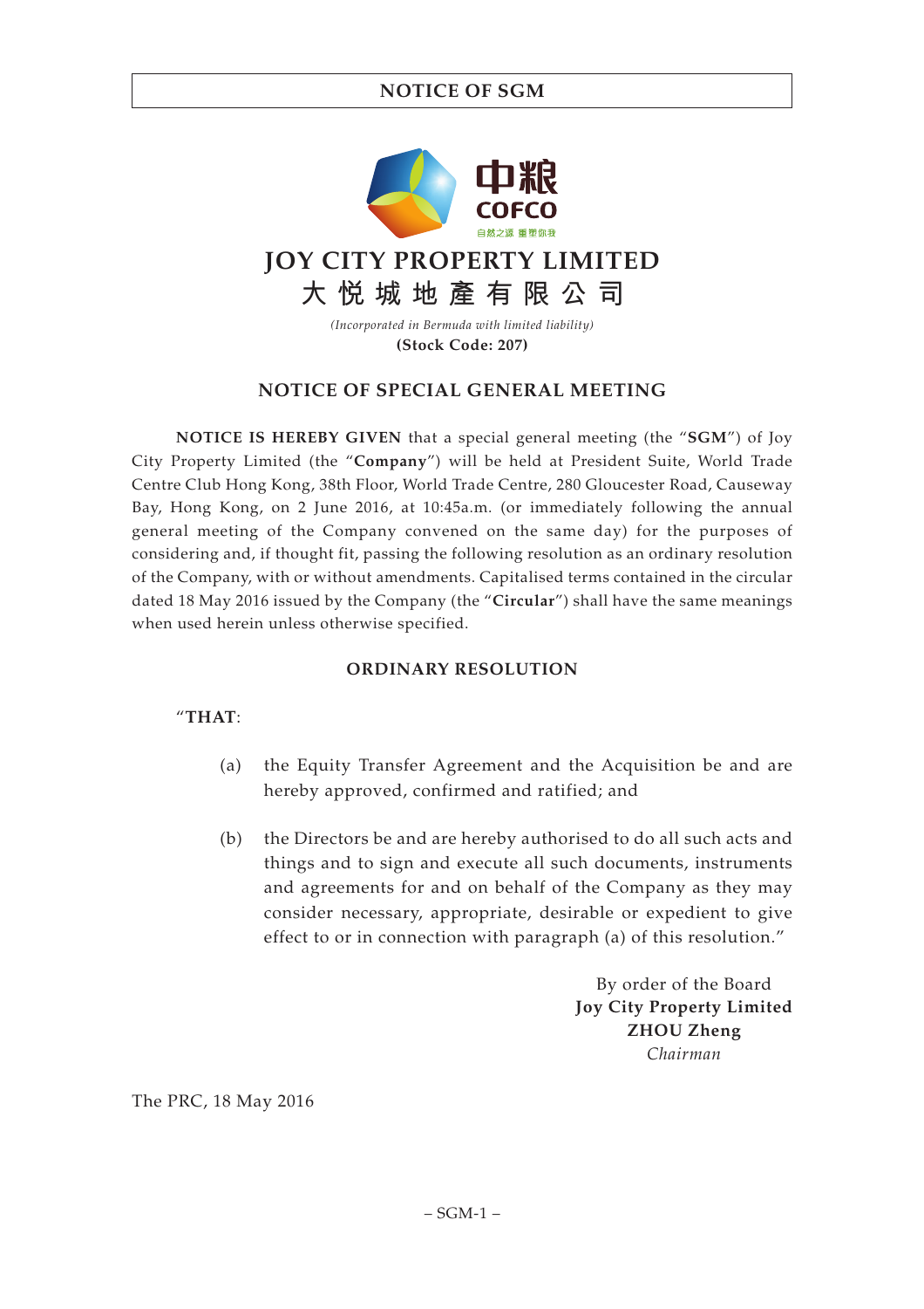**JOY CITY PROPERTY LIMITED**

**大悅城地產有限公司**

*(Incorporated in Bermuda with limited liability)*

**(Stock Code: 207)**

## NOTICE OF SPECIAL GENERAL MEETING

**NOTICE IS HEREBY GIVEN** that a special general meeting (the "**SGM**") of Joy City Property Limited (the "**Company**") will be held at President Suite, World Trade Centre Club Hong Kong, 38th Floor, World Trade Centre, 280 Gloucester Road, Causeway Bay, Hong Kong, on 2 June 2016, at 10:45a.m. (or immediately following the annual general meeting of the Company convened on the same day) for the purposes of considering and, if thought fit, passing the following resolution as an ordinary resolution of the Company, with or without amendments. Capitalised terms contained in the circular dated 18 May 2016 issued by the Company (the "**Circular**") shall have the same meanings when used herein unless otherwise specified.

### ORDINARY RESOLUTION

"**THAT**:

(a) the Equity Transfer Agreement and the Acquisition be and are hereby approved, confirmed and ratified; and

(b) the Directors be and are hereby authorised to do all such acts and things and to sign and execute all such documents, instruments and agreements for and on behalf of the Company as they may consider necessary, appropriate, desirable or expedient to give effect to or in connection with paragraph (a) of this resolution."

By order of the Board
**Joy City Property Limited**
**ZHOU Zheng**
*Chairman*

The PRC, 18 May 2016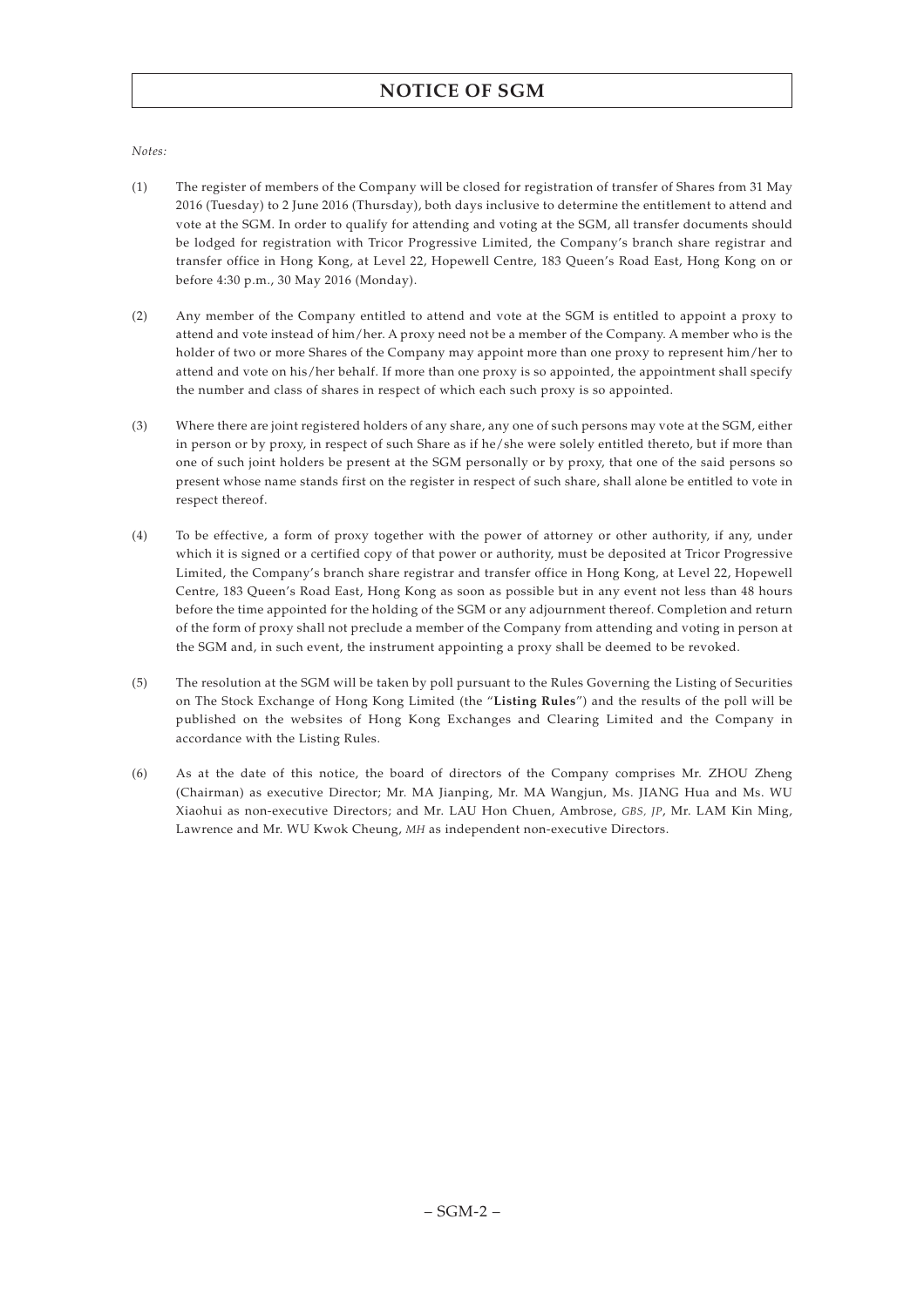# NOTICE OF SGM

*Notes:*

(1) The register of members of the Company will be closed for registration of transfer of Shares from 31 May 2016 (Tuesday) to 2 June 2016 (Thursday), both days inclusive to determine the entitlement to attend and vote at the SGM. In order to qualify for attending and voting at the SGM, all transfer documents should be lodged for registration with Tricor Progressive Limited, the Company's branch share registrar and transfer office in Hong Kong, at Level 22, Hopewell Centre, 183 Queen's Road East, Hong Kong on or before 4:30 p.m., 30 May 2016 (Monday).

(2) Any member of the Company entitled to attend and vote at the SGM is entitled to appoint a proxy to attend and vote instead of him/her. A proxy need not be a member of the Company. A member who is the holder of two or more Shares of the Company may appoint more than one proxy to represent him/her to attend and vote on his/her behalf. If more than one proxy is so appointed, the appointment shall specify the number and class of shares in respect of which each such proxy is so appointed.

(3) Where there are joint registered holders of any share, any one of such persons may vote at the SGM, either in person or by proxy, in respect of such Share as if he/she were solely entitled thereto, but if more than one of such joint holders be present at the SGM personally or by proxy, that one of the said persons so present whose name stands first on the register in respect of such share, shall alone be entitled to vote in respect thereof.

(4) To be effective, a form of proxy together with the power of attorney or other authority, if any, under which it is signed or a certified copy of that power or authority, must be deposited at Tricor Progressive Limited, the Company's branch share registrar and transfer office in Hong Kong, at Level 22, Hopewell Centre, 183 Queen's Road East, Hong Kong as soon as possible but in any event not less than 48 hours before the time appointed for the holding of the SGM or any adjournment thereof. Completion and return of the form of proxy shall not preclude a member of the Company from attending and voting in person at the SGM and, in such event, the instrument appointing a proxy shall be deemed to be revoked.

(5) The resolution at the SGM will be taken by poll pursuant to the Rules Governing the Listing of Securities on The Stock Exchange of Hong Kong Limited (the "**Listing Rules**") and the results of the poll will be published on the websites of Hong Kong Exchanges and Clearing Limited and the Company in accordance with the Listing Rules.

(6) As at the date of this notice, the board of directors of the Company comprises Mr. ZHOU Zheng (Chairman) as executive Director; Mr. MA Jianping, Mr. MA Wangjun, Ms. JIANG Hua and Ms. WU Xiaohui as non-executive Directors; and Mr. LAU Hon Chuen, Ambrose, *GBS, JP*, Mr. LAM Kin Ming, Lawrence and Mr. WU Kwok Cheung, *MH* as independent non-executive Directors.